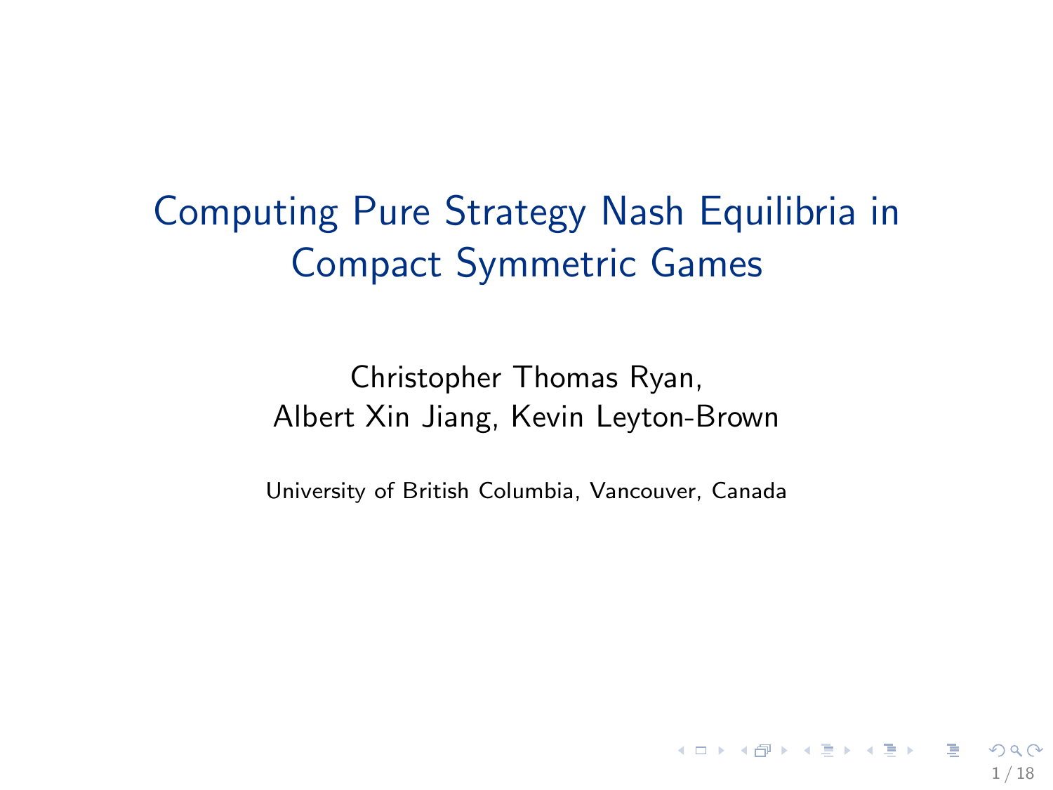# Computing Pure Strategy Nash Equilibria in Compact Symmetric Games

Christopher Thomas Ryan,
Albert Xin Jiang, Kevin Leyton-Brown

University of British Columbia, Vancouver, Canada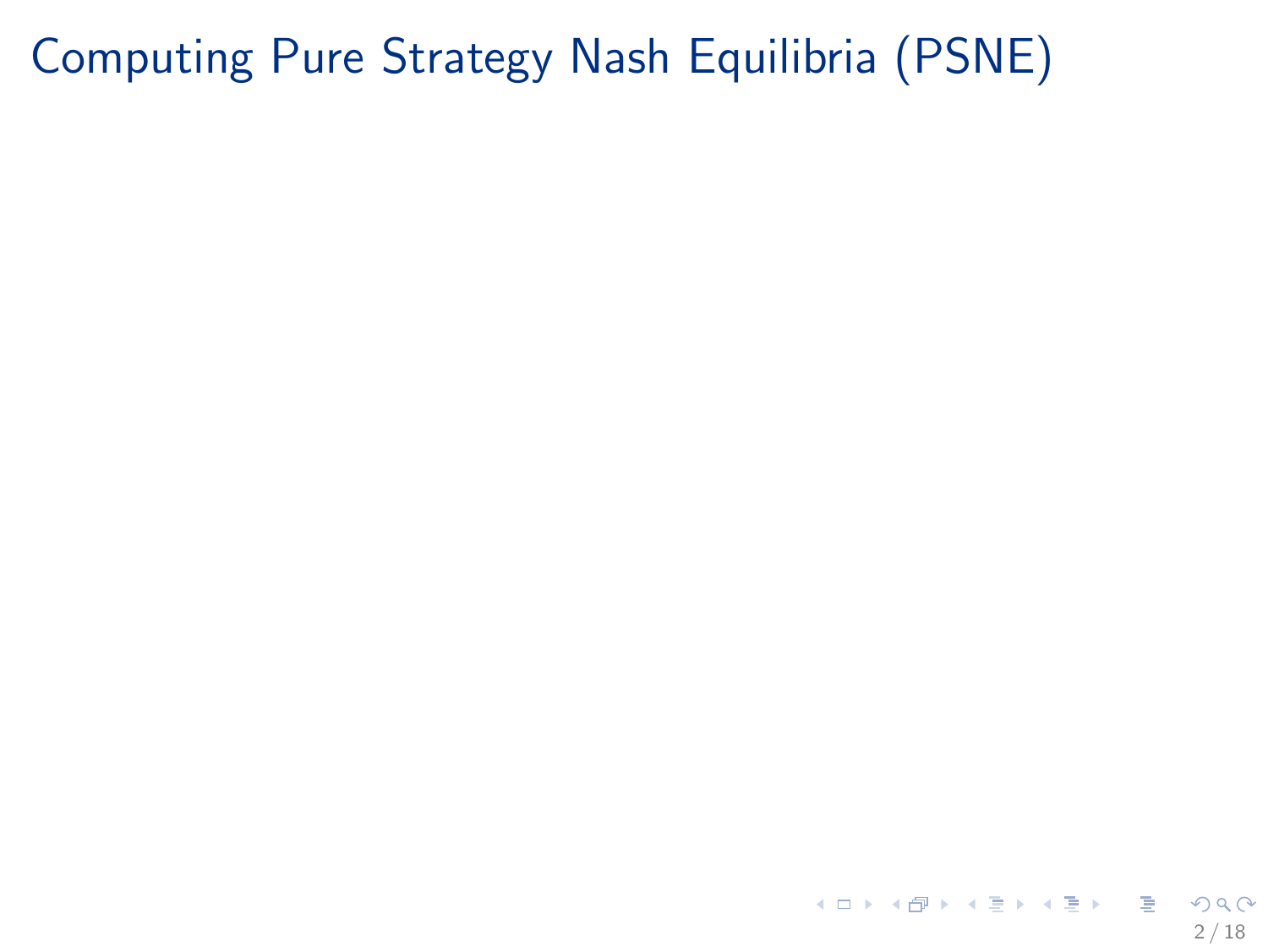# Computing Pure Strategy Nash Equilibria (PSNE)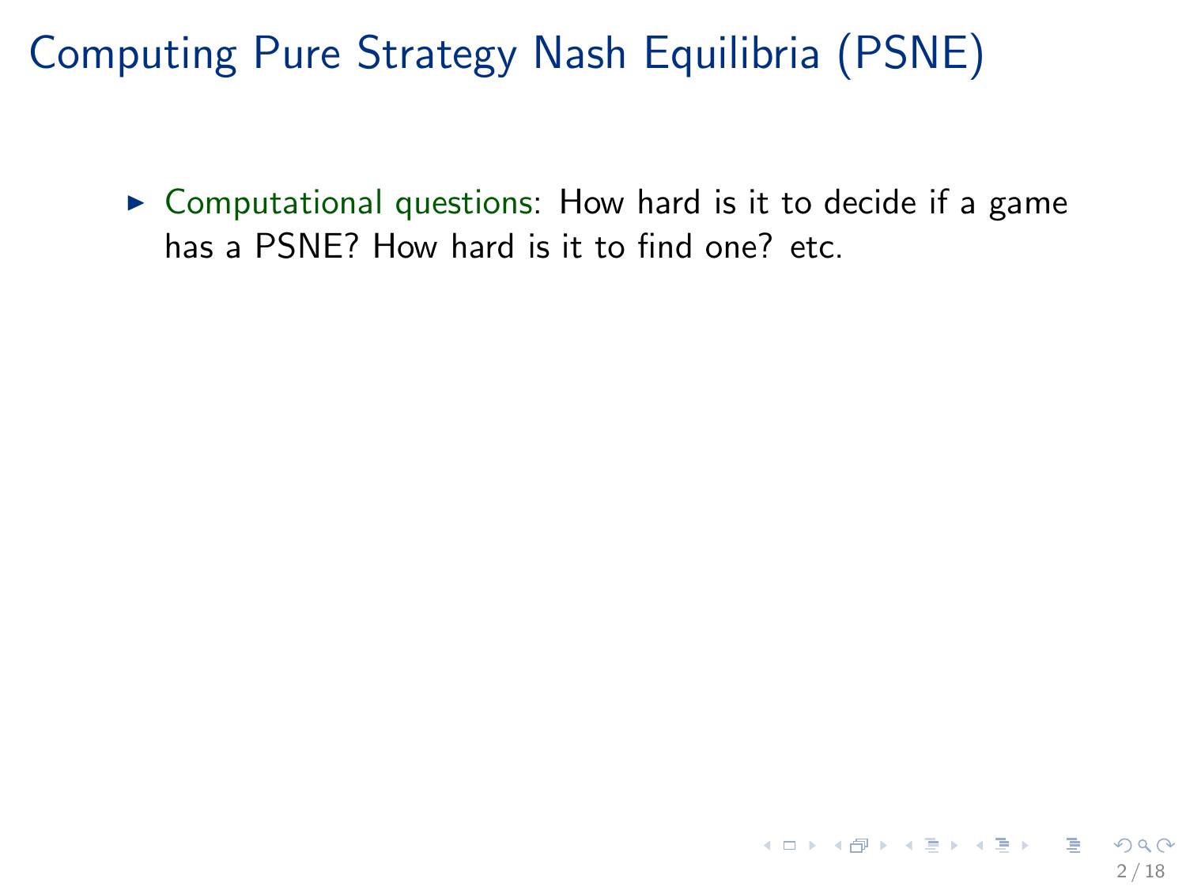# Computing Pure Strategy Nash Equilibria (PSNE)

- Computational questions: How hard is it to decide if a game has a PSNE? How hard is it to find one? etc.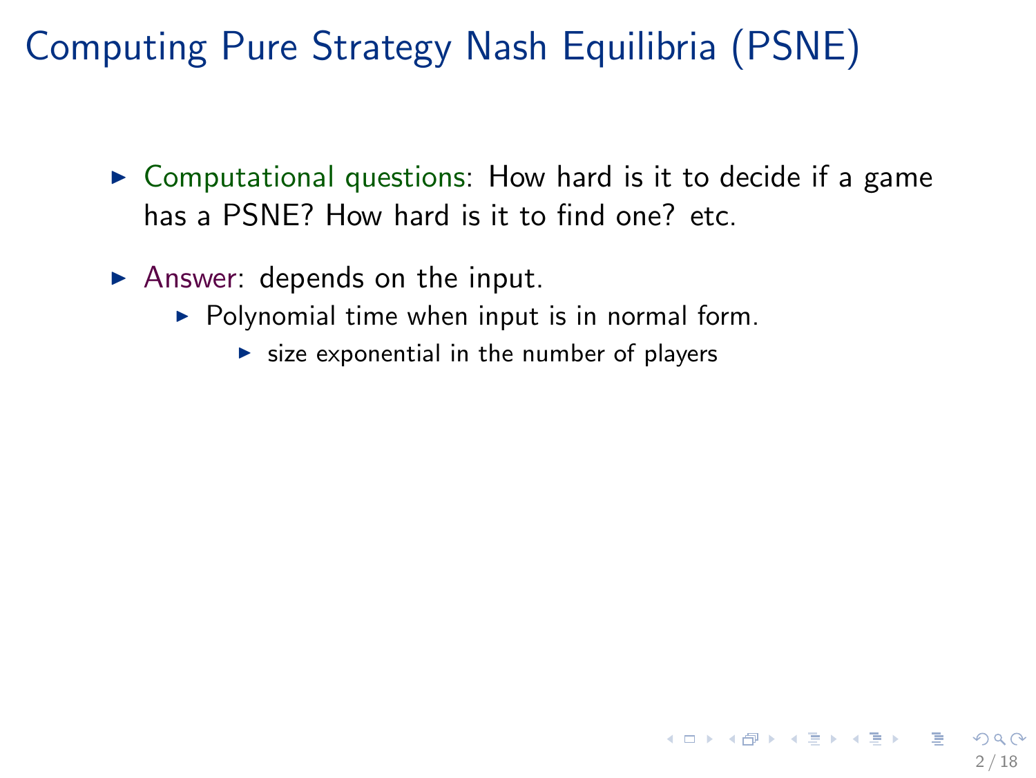# Computing Pure Strategy Nash Equilibria (PSNE)

- Computational questions: How hard is it to decide if a game has a PSNE? How hard is it to find one? etc.
- Answer: depends on the input.
  - Polynomial time when input is in normal form.
    - size exponential in the number of players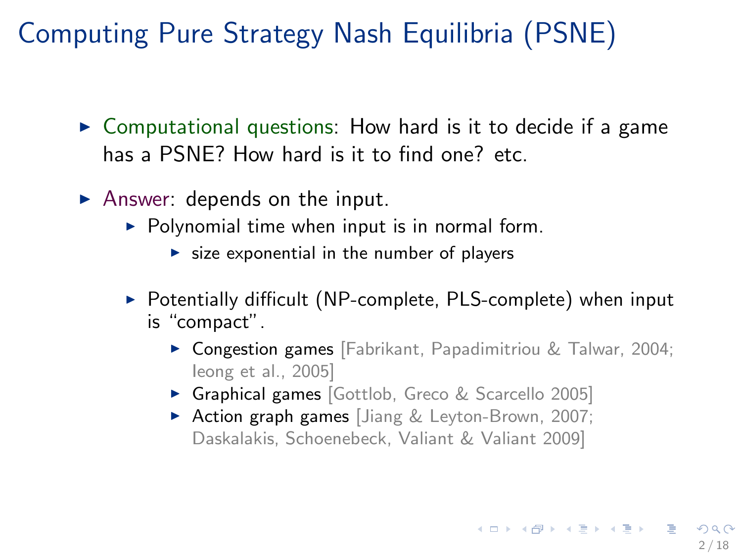# Computing Pure Strategy Nash Equilibria (PSNE)

- Computational questions: How hard is it to decide if a game has a PSNE? How hard is it to find one? etc.
- Answer: depends on the input.
  - Polynomial time when input is in normal form.
    - size exponential in the number of players
  - Potentially difficult (NP-complete, PLS-complete) when input is "compact".
    - Congestion games [Fabrikant, Papadimitriou & Talwar, 2004; Ieong et al., 2005]
    - Graphical games [Gottlob, Greco & Scarcello 2005]
    - Action graph games [Jiang & Leyton-Brown, 2007; Daskalakis, Schoenebeck, Valiant & Valiant 2009]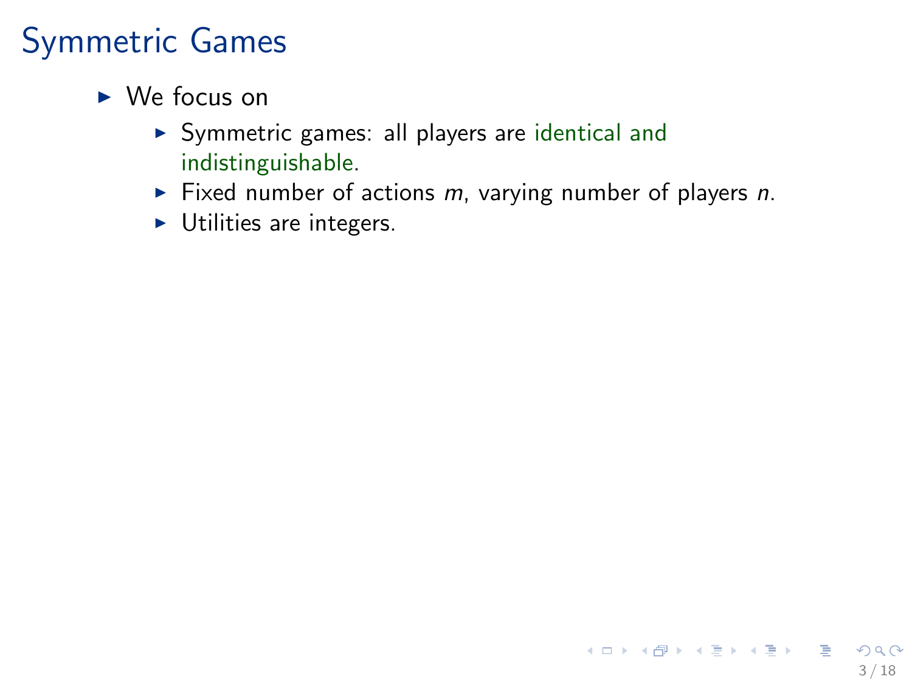# Symmetric Games

- We focus on
  - Symmetric games: all players are identical and indistinguishable.
  - Fixed number of actions $m$, varying number of players $n$.
  - Utilities are integers.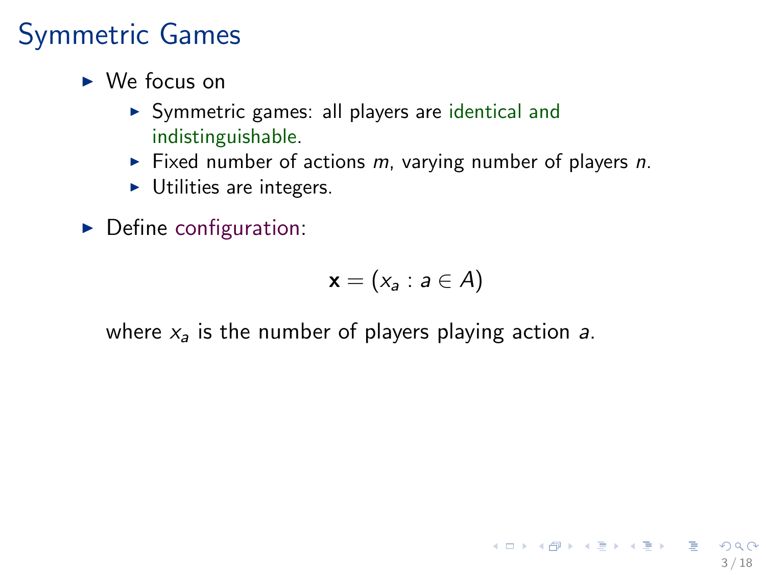# Symmetric Games

- We focus on
  - Symmetric games: all players are identical and indistinguishable.
  - Fixed number of actions $m$, varying number of players $n$.
  - Utilities are integers.
- Define configuration:

$$\mathbf{x} = (x_a : a \in A)$$

where $x_a$ is the number of players playing action $a$.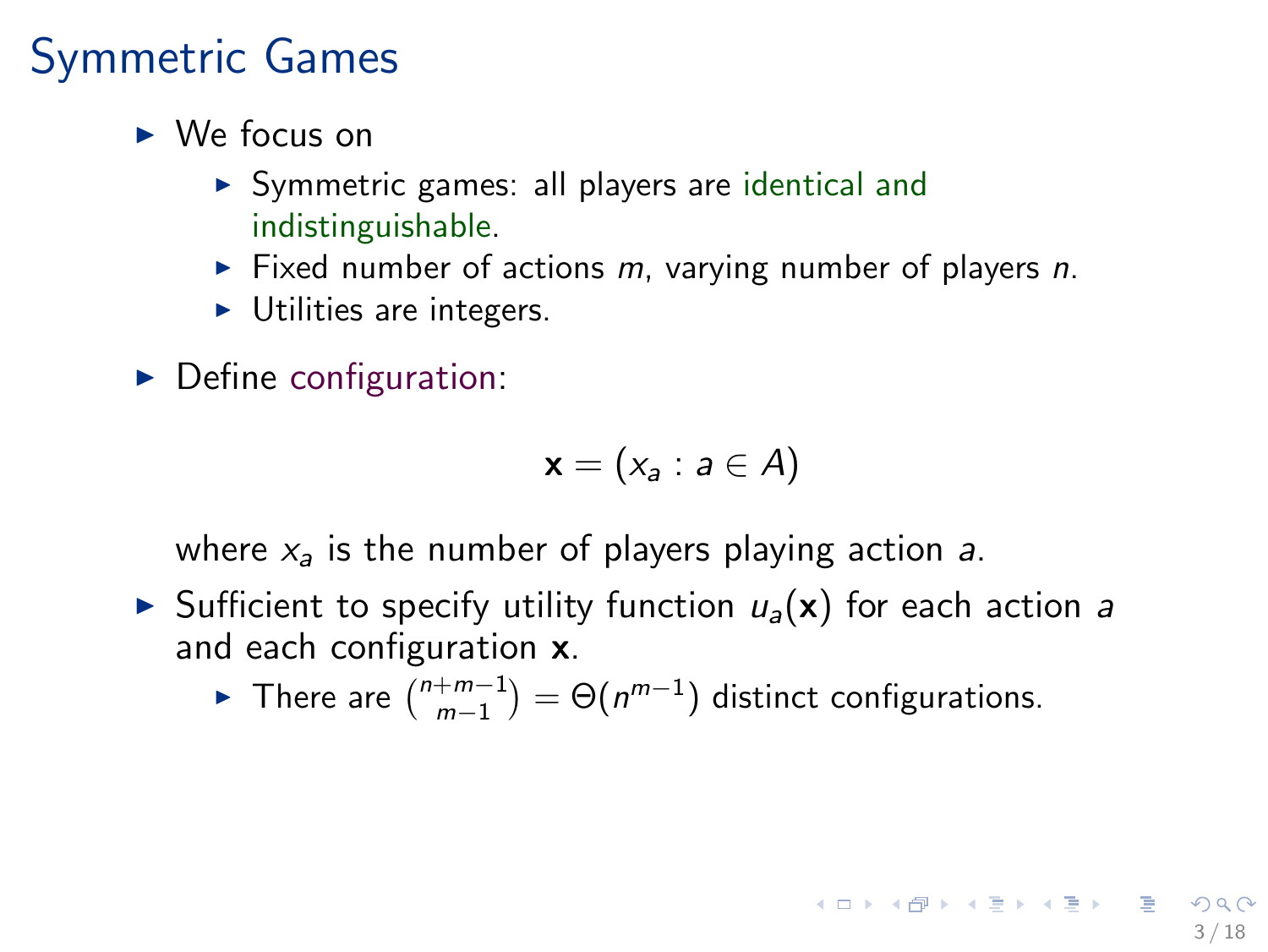# Symmetric Games

- We focus on
  - Symmetric games: all players are identical and indistinguishable.
  - Fixed number of actions $m$, varying number of players $n$.
  - Utilities are integers.
- Define configuration:

$$\mathbf{x} = (x_a : a \in A)$$

  where $x_a$ is the number of players playing action $a$.
- Sufficient to specify utility function $u_a(\mathbf{x})$ for each action $a$ and each configuration $\mathbf{x}$.
  - There are $\binom{n+m-1}{m-1} = \Theta(n^{m-1})$ distinct configurations.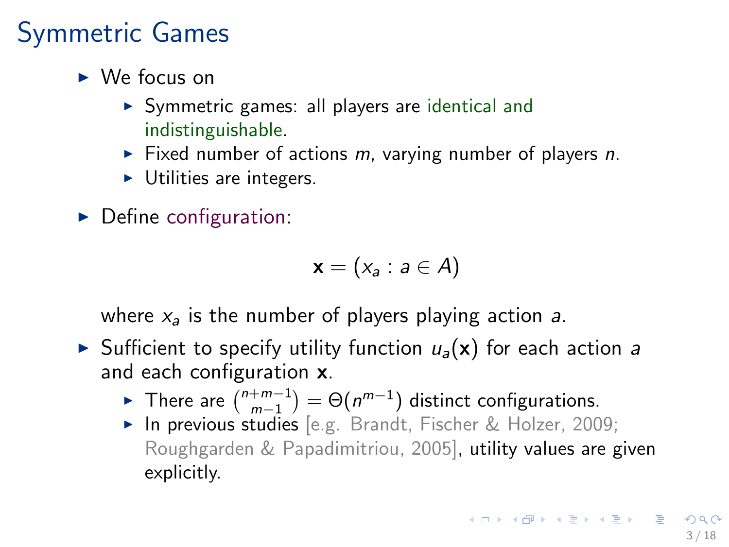# Symmetric Games

- We focus on
  - Symmetric games: all players are identical and indistinguishable.
  - Fixed number of actions $m$, varying number of players $n$.
  - Utilities are integers.
- Define configuration:

$$\mathbf{x} = (x_a : a \in A)$$

  where $x_a$ is the number of players playing action $a$.
- Sufficient to specify utility function $u_a(\mathbf{x})$ for each action $a$ and each configuration $\mathbf{x}$.
  - There are $\binom{n+m-1}{m-1} = \Theta(n^{m-1})$ distinct configurations.
  - In previous studies [e.g. Brandt, Fischer & Holzer, 2009; Roughgarden & Papadimitriou, 2005], utility values are given explicitly.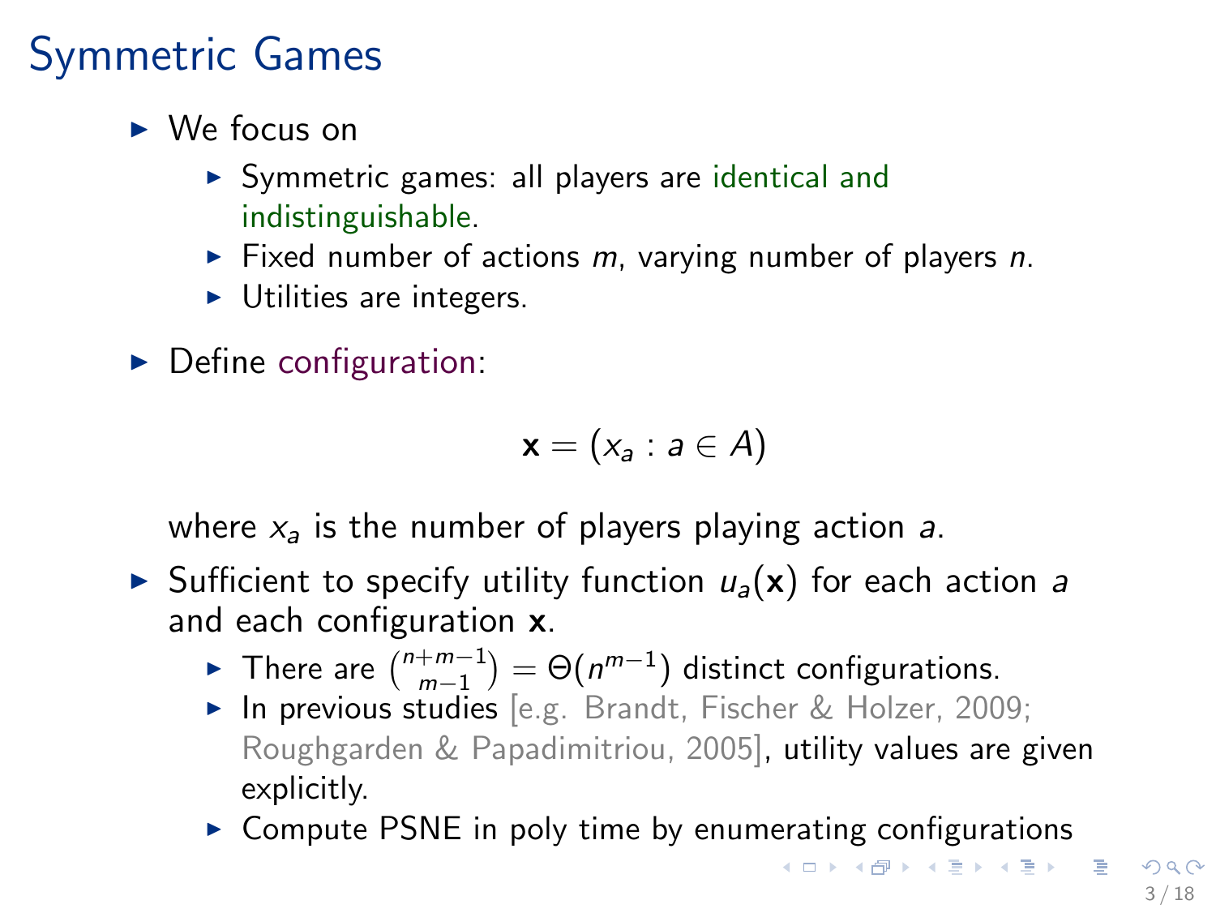# Symmetric Games

- We focus on
  - Symmetric games: all players are identical and indistinguishable.
  - Fixed number of actions $m$, varying number of players $n$.
  - Utilities are integers.
- Define configuration:

$$\mathbf{x} = (x_a : a \in A)$$

  where $x_a$ is the number of players playing action $a$.
- Sufficient to specify utility function $u_a(\mathbf{x})$ for each action $a$ and each configuration $\mathbf{x}$.
  - There are $\binom{n+m-1}{m-1} = \Theta(n^{m-1})$ distinct configurations.
  - In previous studies [e.g. Brandt, Fischer & Holzer, 2009; Roughgarden & Papadimitriou, 2005], utility values are given explicitly.
  - Compute PSNE in poly time by enumerating configurations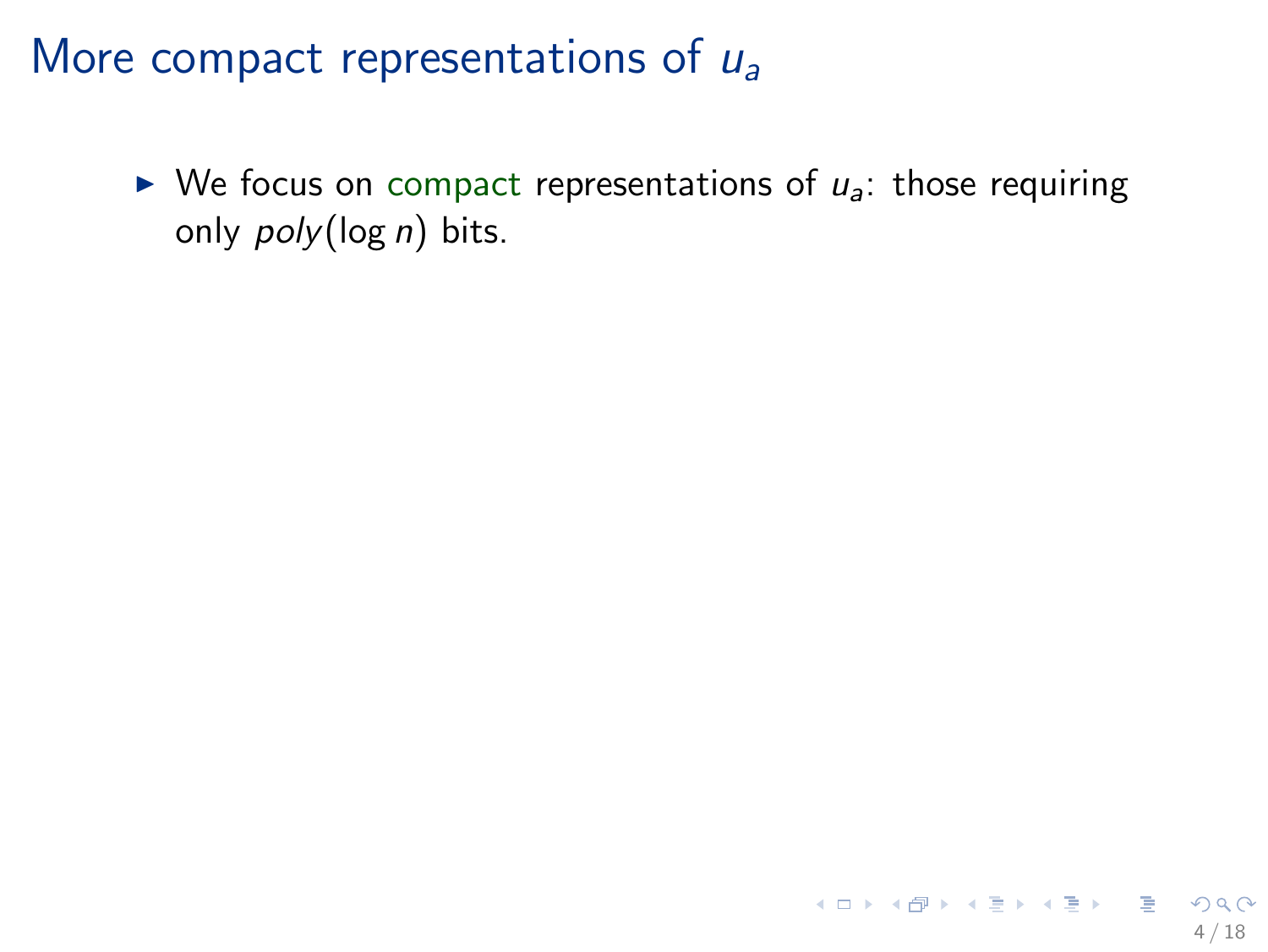# More compact representations of $u_a$

- We focus on compact representations of $u_a$: those requiring only $poly(\log n)$ bits.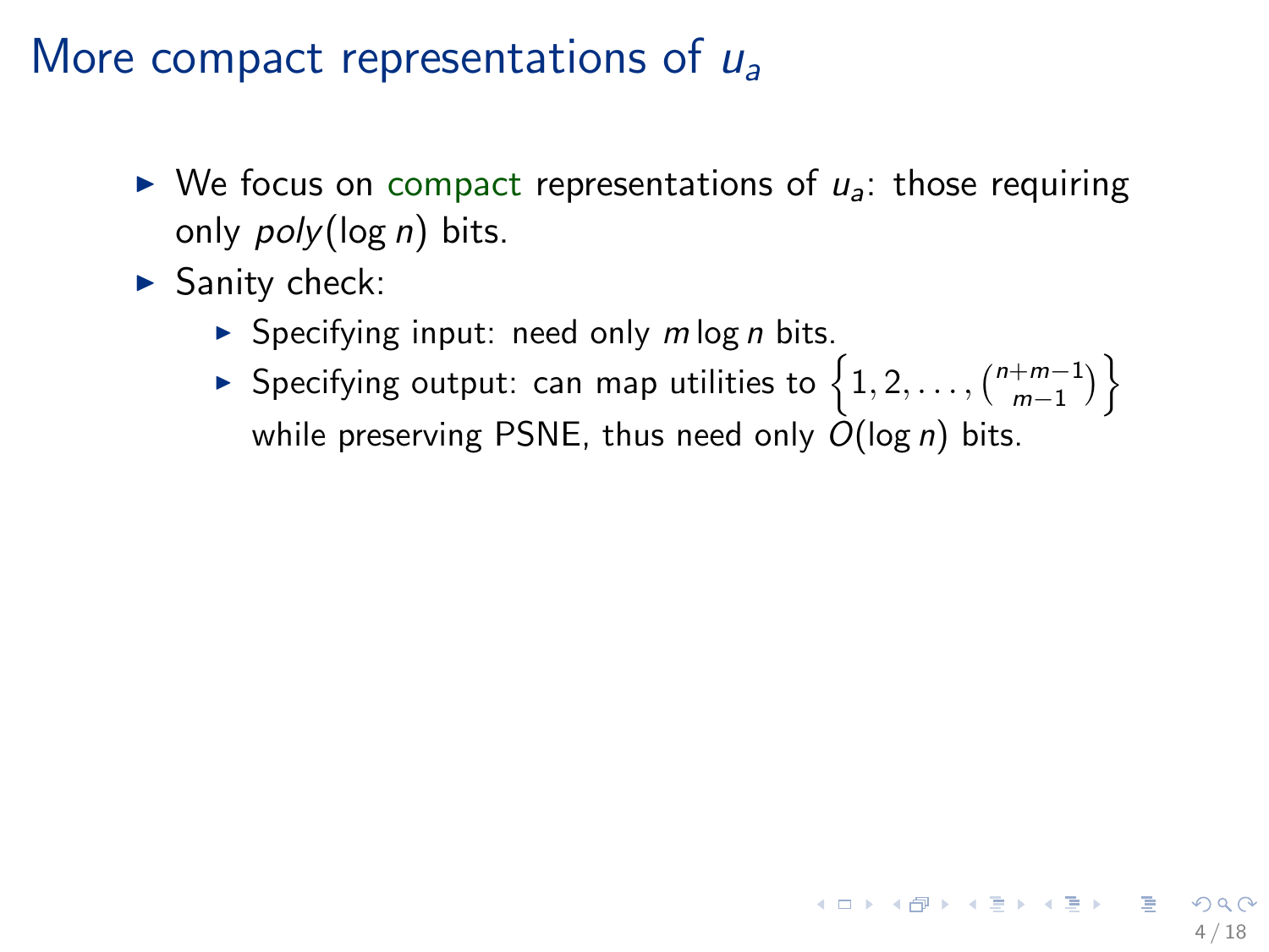# More compact representations of $u_a$

- We focus on compact representations of $u_a$: those requiring only $poly(\log n)$ bits.
- Sanity check:
  - Specifying input: need only $m \log n$ bits.
  - Specifying output: can map utilities to $\left\{1, 2, \ldots, \binom{n+m-1}{m-1}\right\}$ while preserving PSNE, thus need only $O(\log n)$ bits.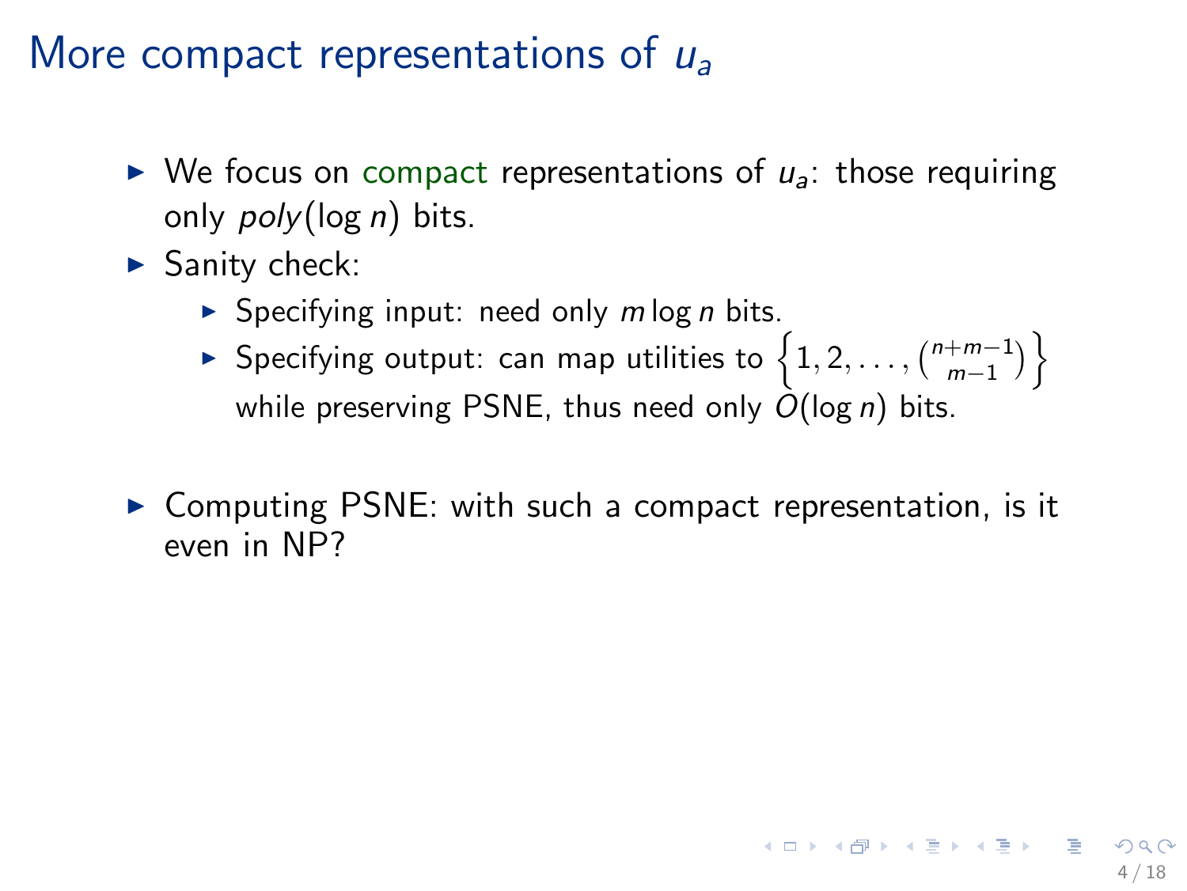# More compact representations of $u_a$

- We focus on compact representations of $u_a$: those requiring only $poly(\log n)$ bits.
- Sanity check:
  - Specifying input: need only $m \log n$ bits.
  - Specifying output: can map utilities to $\left\{1, 2, \ldots, \binom{n+m-1}{m-1}\right\}$ while preserving PSNE, thus need only $O(\log n)$ bits.
- Computing PSNE: with such a compact representation, is it even in NP?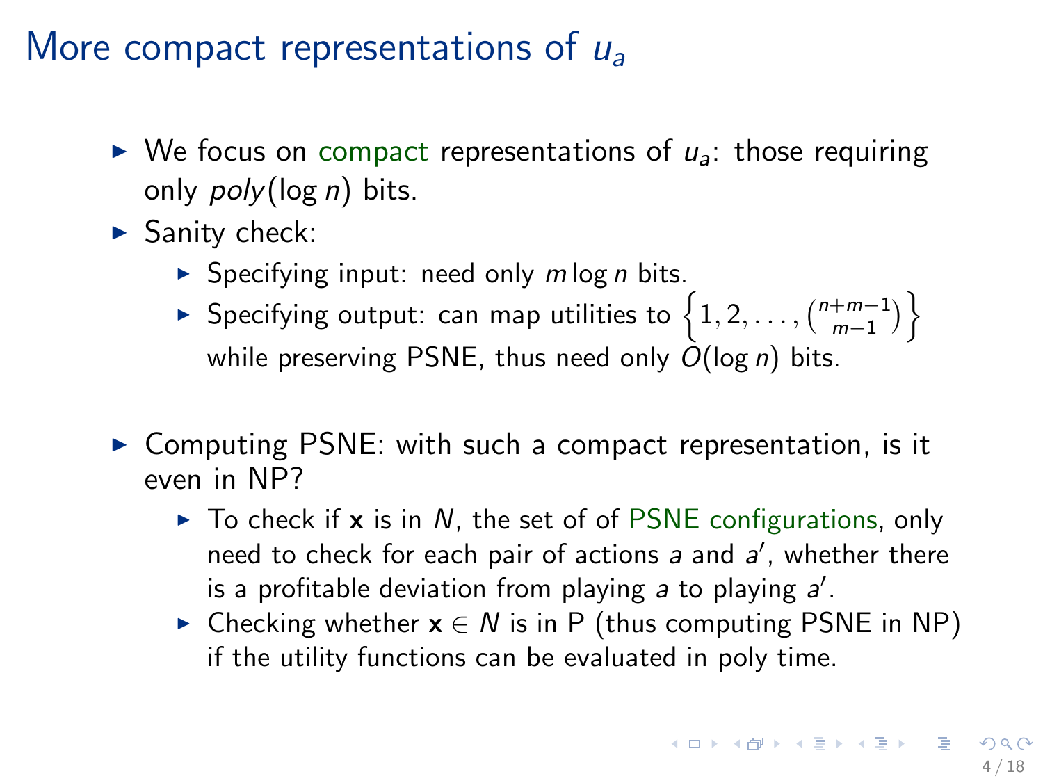# More compact representations of $u_a$

- We focus on compact representations of $u_a$: those requiring only $poly(\log n)$ bits.
- Sanity check:
  - Specifying input: need only $m \log n$ bits.
  - Specifying output: can map utilities to $\left\{1, 2, \ldots, \binom{n+m-1}{m-1}\right\}$ while preserving PSNE, thus need only $O(\log n)$ bits.
- Computing PSNE: with such a compact representation, is it even in NP?
  - To check if $\mathbf{x}$ is in $N$, the set of of PSNE configurations, only need to check for each pair of actions $a$ and $a'$, whether there is a profitable deviation from playing $a$ to playing $a'$.
  - Checking whether $\mathbf{x} \in N$ is in P (thus computing PSNE in NP) if the utility functions can be evaluated in poly time.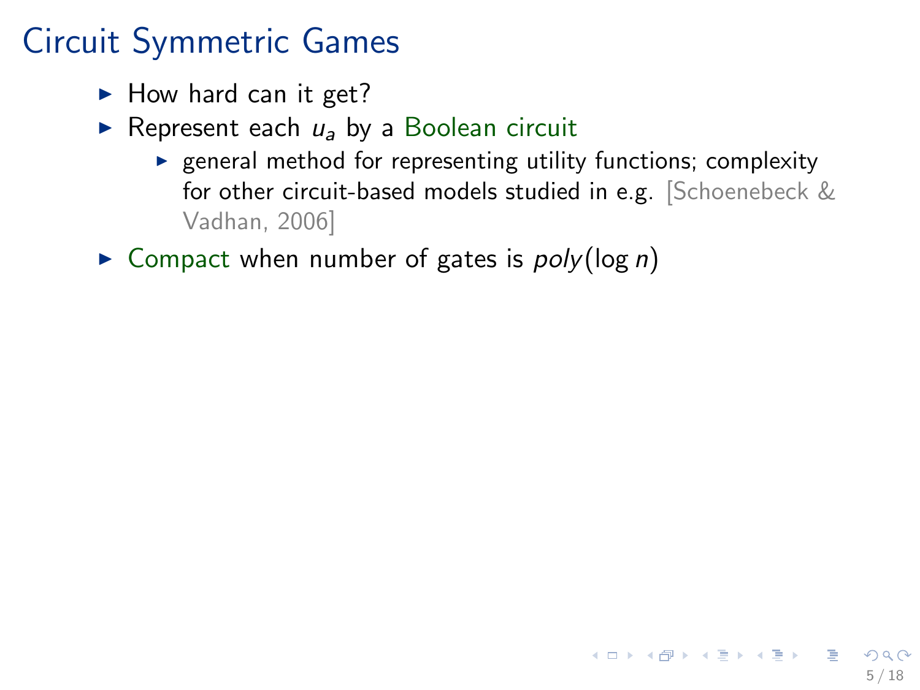# Circuit Symmetric Games

- How hard can it get?
- Represent each $u_a$ by a Boolean circuit
  - general method for representing utility functions; complexity for other circuit-based models studied in e.g. [Schoenebeck & Vadhan, 2006]
- Compact when number of gates is $poly(\log n)$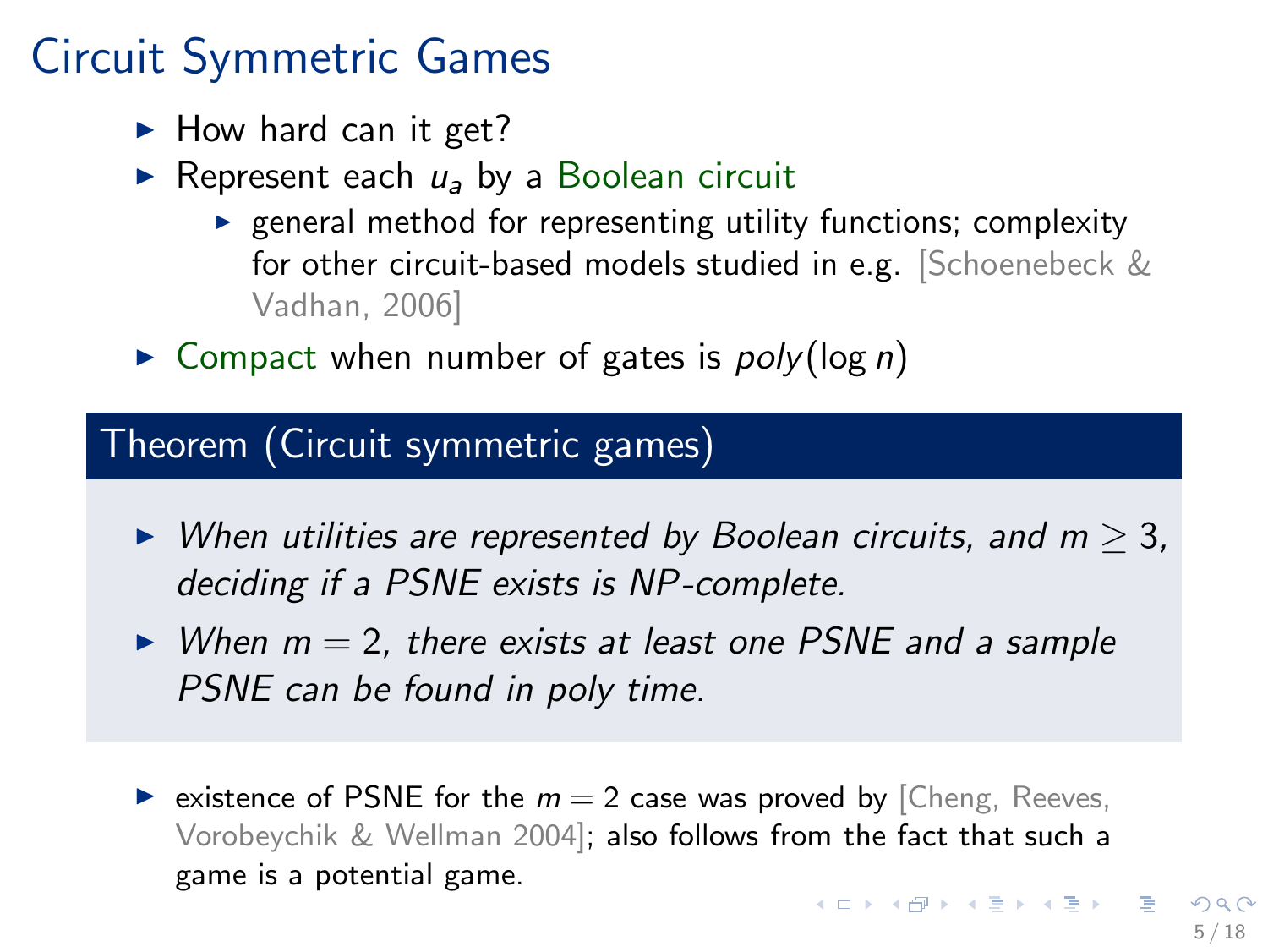# Circuit Symmetric Games

- How hard can it get?
- Represent each $u_a$ by a Boolean circuit
  - general method for representing utility functions; complexity for other circuit-based models studied in e.g. [Schoenebeck & Vadhan, 2006]
- Compact when number of gates is $poly(\log n)$

### Theorem (Circuit symmetric games)

- *When utilities are represented by Boolean circuits, and $m \geq 3$, deciding if a PSNE exists is NP-complete.*
- *When $m = 2$, there exists at least one PSNE and a sample PSNE can be found in poly time.*

- existence of PSNE for the $m = 2$ case was proved by [Cheng, Reeves, Vorobeychik & Wellman 2004]; also follows from the fact that such a game is a potential game.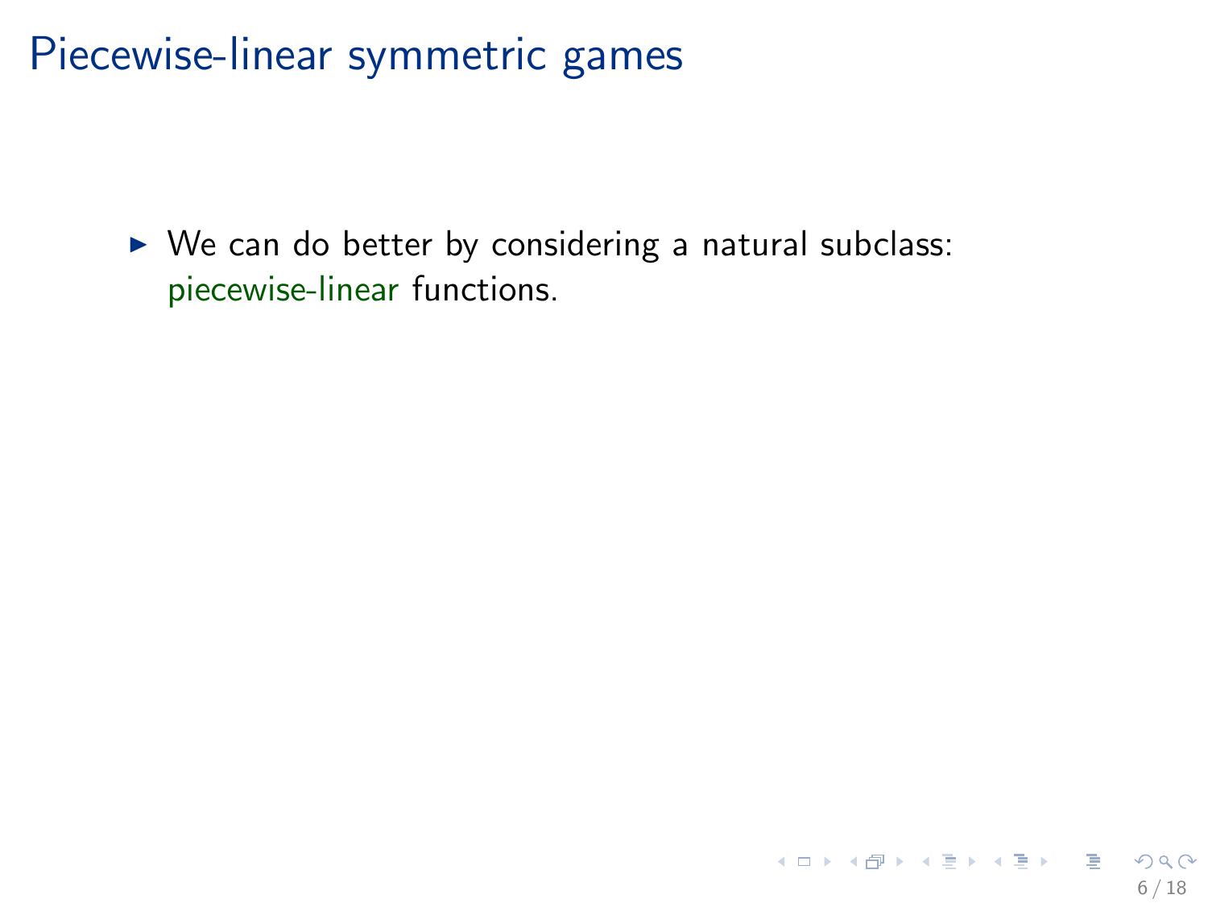# Piecewise-linear symmetric games

- We can do better by considering a natural subclass: piecewise-linear functions.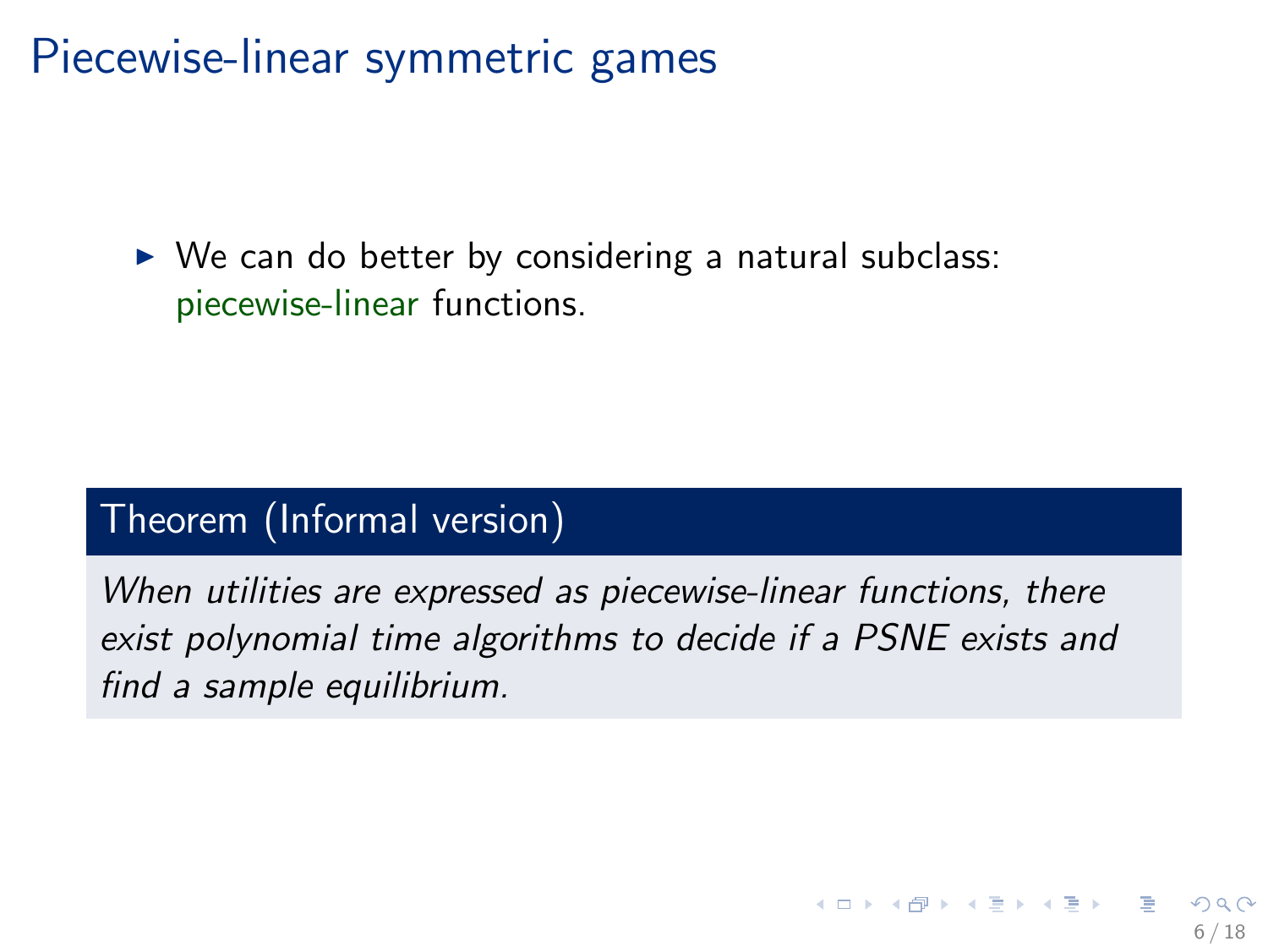# Piecewise-linear symmetric games

- We can do better by considering a natural subclass: piecewise-linear functions.

**Theorem (Informal version)**

*When utilities are expressed as piecewise-linear functions, there exist polynomial time algorithms to decide if a PSNE exists and find a sample equilibrium.*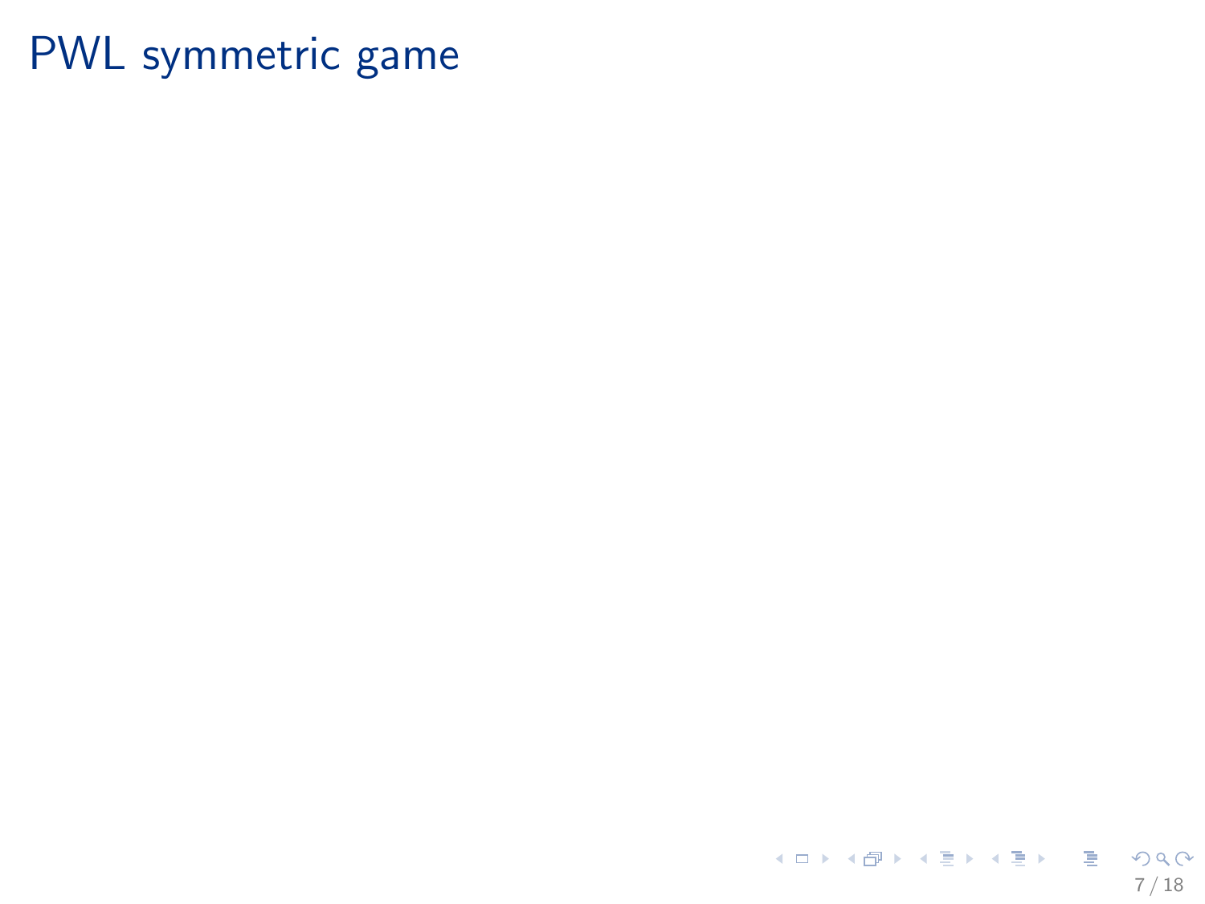# PWL symmetric game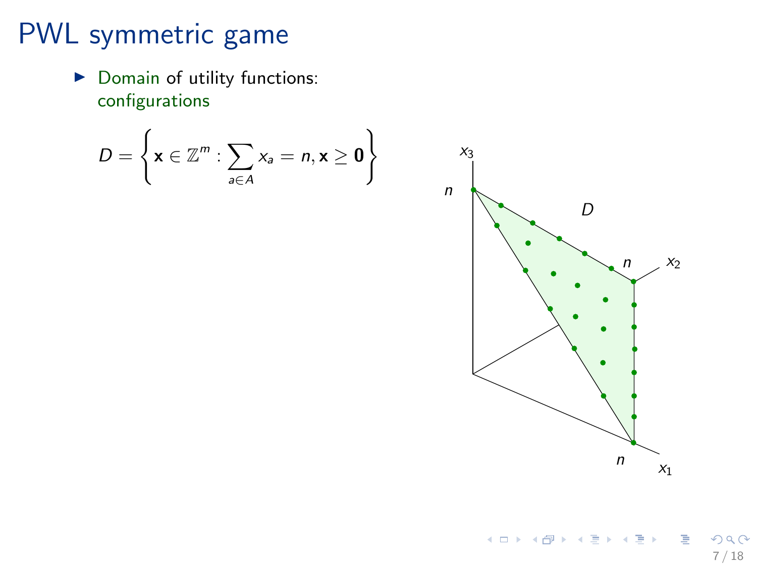# PWL symmetric game

- Domain of utility functions: configurations

$$D = \left\{ \mathbf{x} \in \mathbb{Z}^m : \sum_{a \in A} x_a = n, \mathbf{x} \geq \mathbf{0} \right\}$$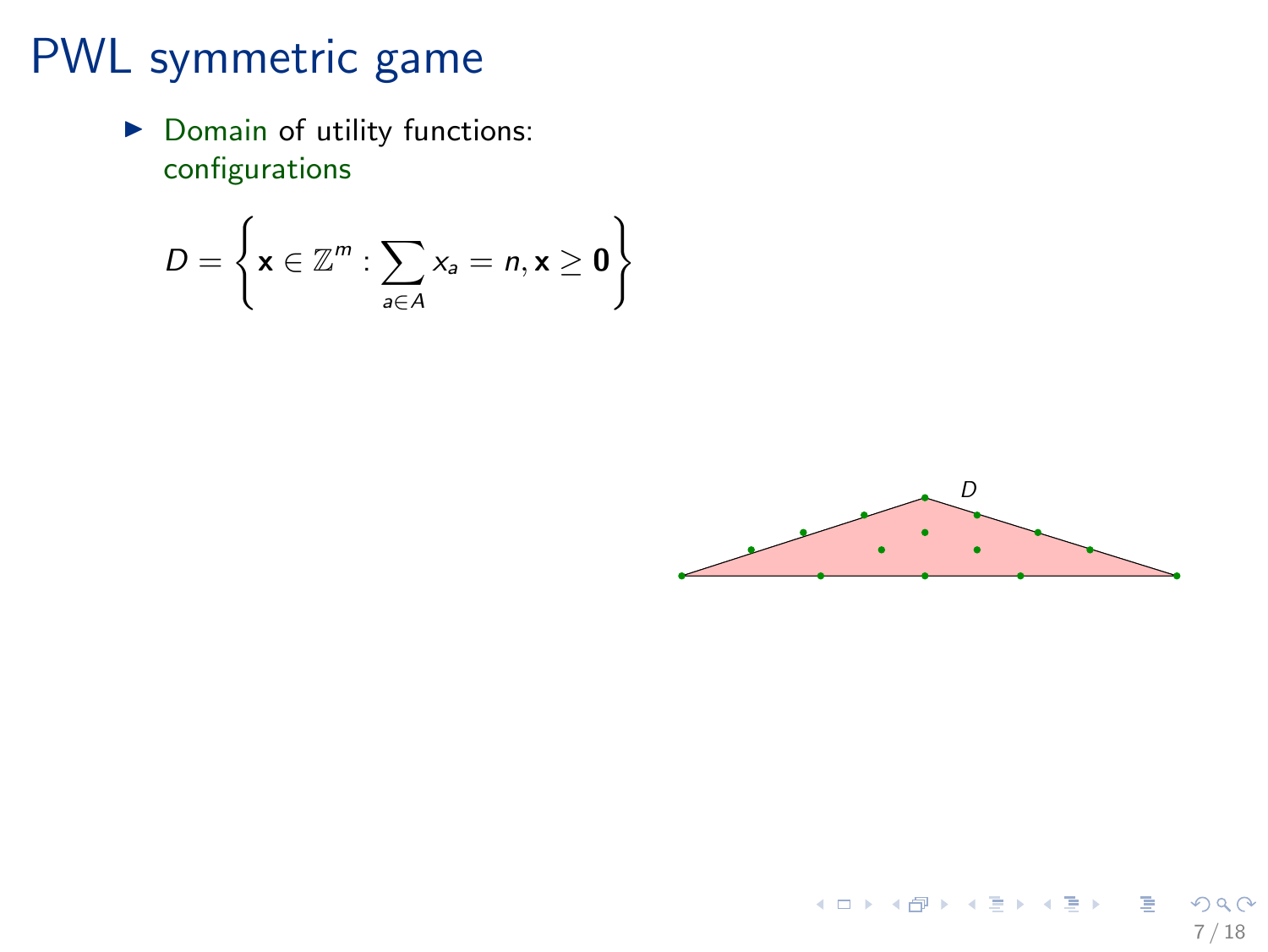# PWL symmetric game

- Domain of utility functions: configurations

$$D = \left\{ \mathbf{x} \in \mathbb{Z}^m : \sum_{a \in A} x_a = n, \mathbf{x} \geq \mathbf{0} \right\}$$

D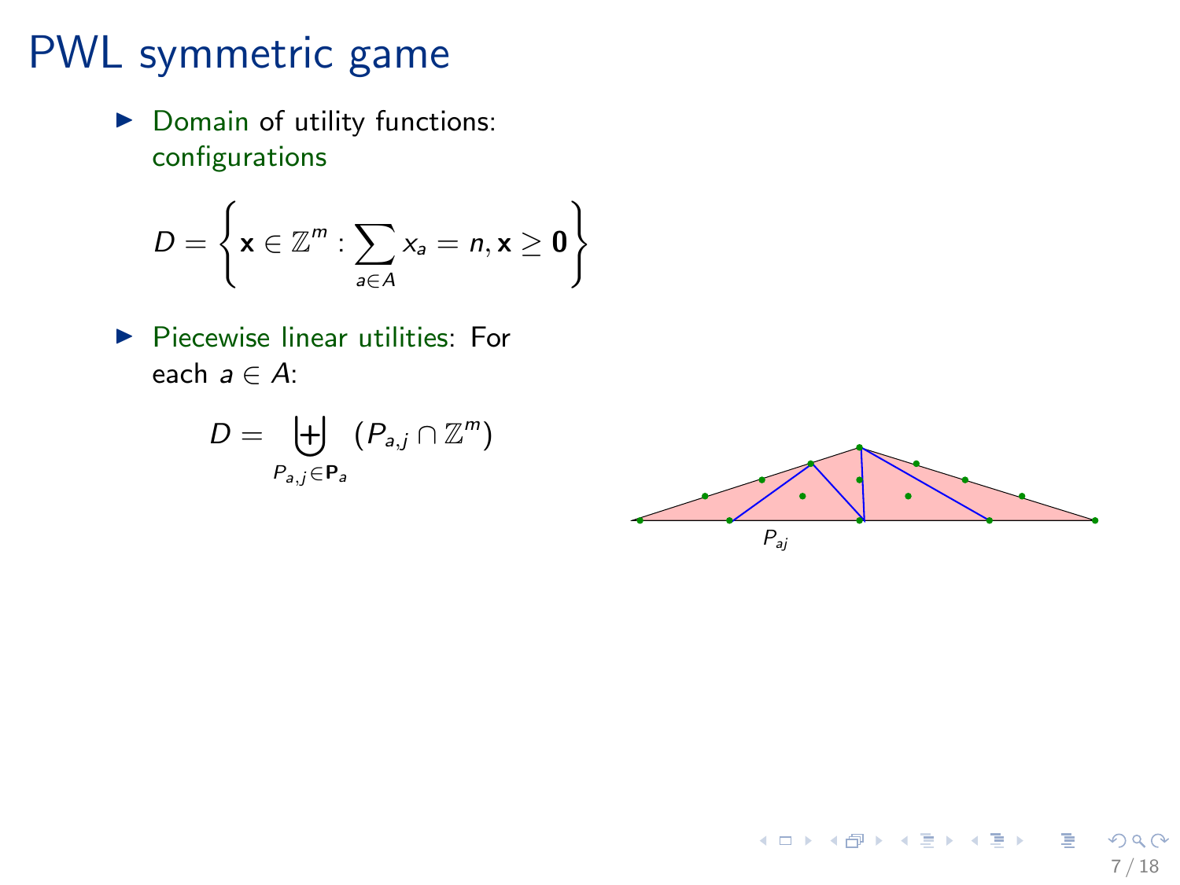# PWL symmetric game

- Domain of utility functions: configurations

$$D = \left\{ \mathbf{x} \in \mathbb{Z}^m : \sum_{a \in A} x_a = n, \mathbf{x} \geq \mathbf{0} \right\}$$

- Piecewise linear utilities: For each $a \in A$:

$$D = \biguplus_{P_{a,j} \in \mathbf{P}_a} (P_{a,j} \cap \mathbb{Z}^m)$$

$P_{aj}$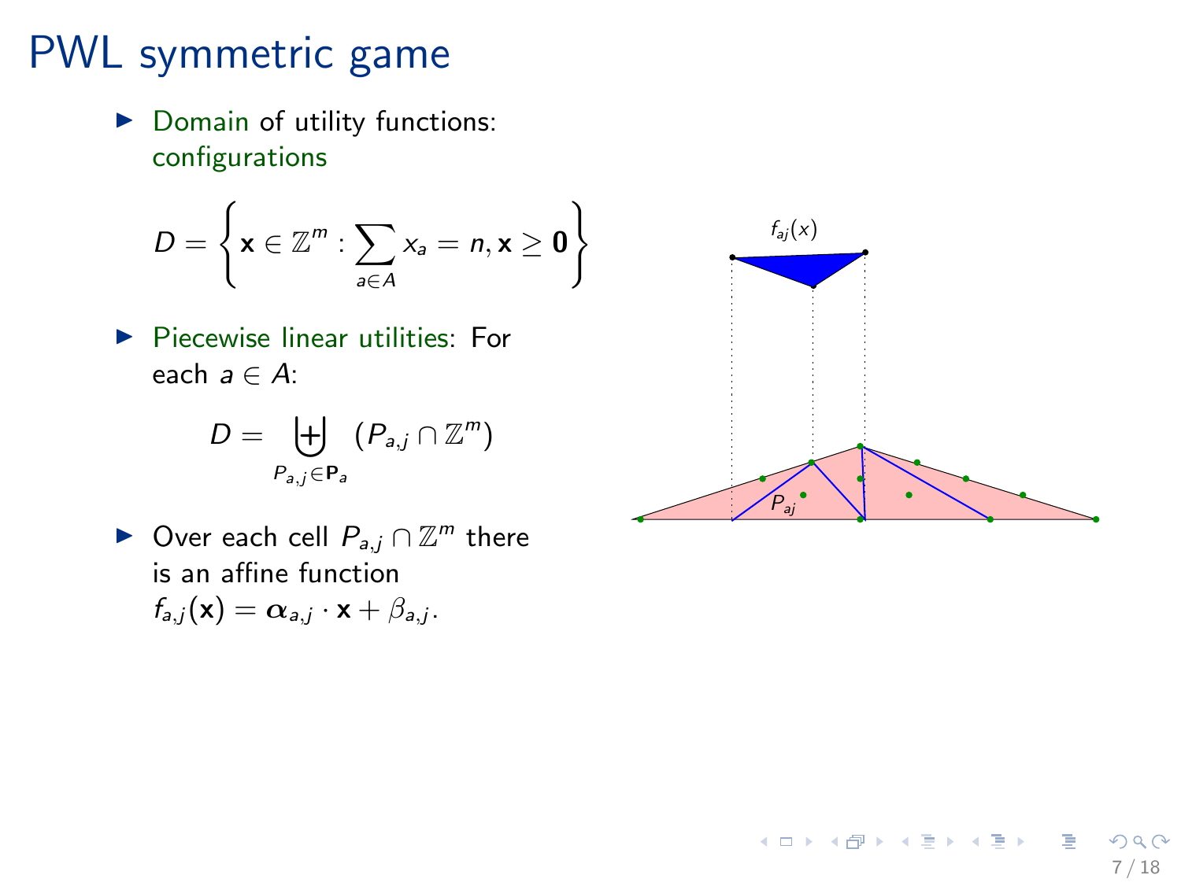# PWL symmetric game

- Domain of utility functions: configurations

$$D = \left\{ \mathbf{x} \in \mathbb{Z}^m : \sum_{a \in A} x_a = n, \mathbf{x} \geq \mathbf{0} \right\}$$

- Piecewise linear utilities: For each $a \in A$:

$$D = \biguplus_{P_{a,j} \in \mathbf{P}_a} (P_{a,j} \cap \mathbb{Z}^m)$$

- Over each cell $P_{a,j} \cap \mathbb{Z}^m$ there is an affine function $f_{a,j}(\mathbf{x}) = \boldsymbol{\alpha}_{a,j} \cdot \mathbf{x} + \beta_{a,j}$.

$f_{aj}(x)$

$P_{aj}$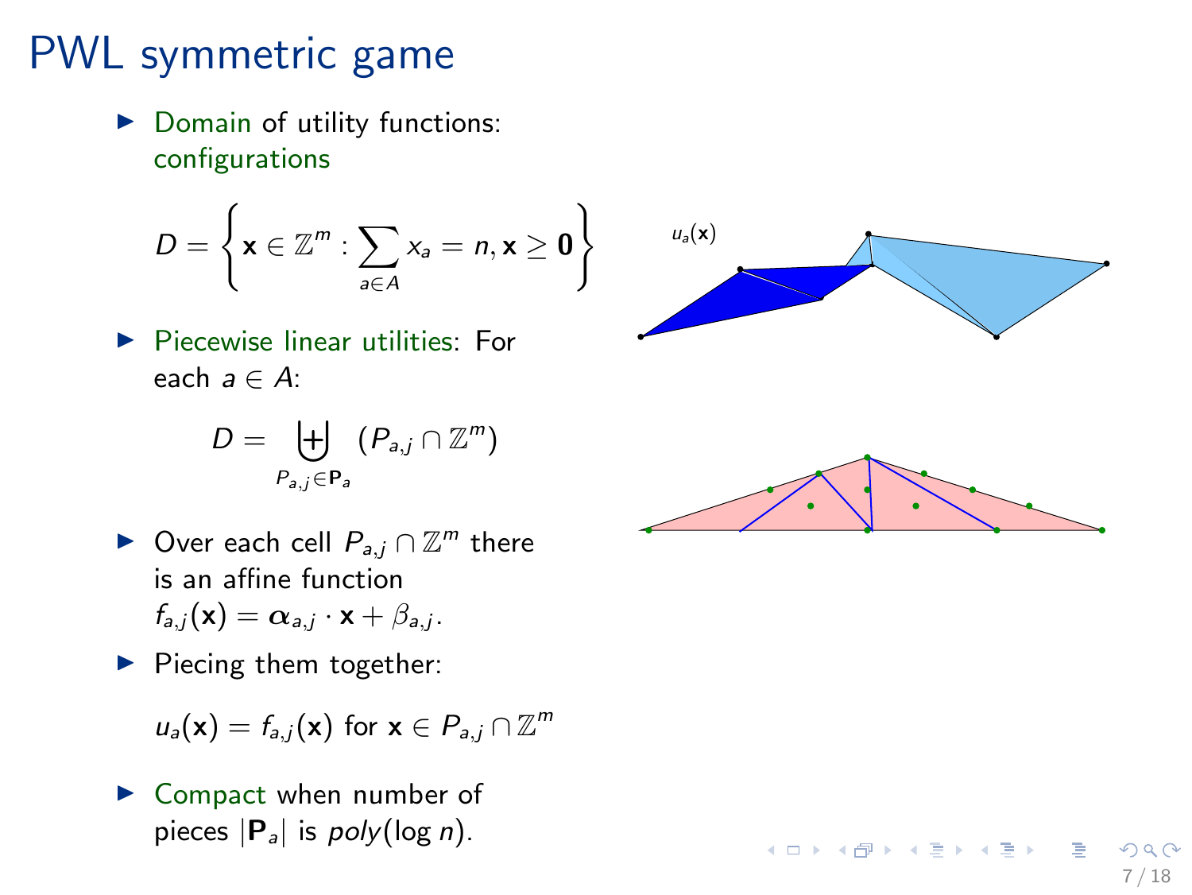# PWL symmetric game

- Domain of utility functions: configurations

$$D = \left\{ \mathbf{x} \in \mathbb{Z}^m : \sum_{a \in A} x_a = n, \mathbf{x} \geq \mathbf{0} \right\}$$

- Piecewise linear utilities: For each $a \in A$:

$$D = \biguplus_{P_{a,j} \in \mathbf{P}_a} (P_{a,j} \cap \mathbb{Z}^m)$$

- Over each cell $P_{a,j} \cap \mathbb{Z}^m$ there is an affine function $f_{a,j}(\mathbf{x}) = \boldsymbol{\alpha}_{a,j} \cdot \mathbf{x} + \beta_{a,j}$.
- Piecing them together:

  $u_a(\mathbf{x}) = f_{a,j}(\mathbf{x})$ for $\mathbf{x} \in P_{a,j} \cap \mathbb{Z}^m$

- Compact when number of pieces $|\mathbf{P}_a|$ is *poly*$(\log n)$.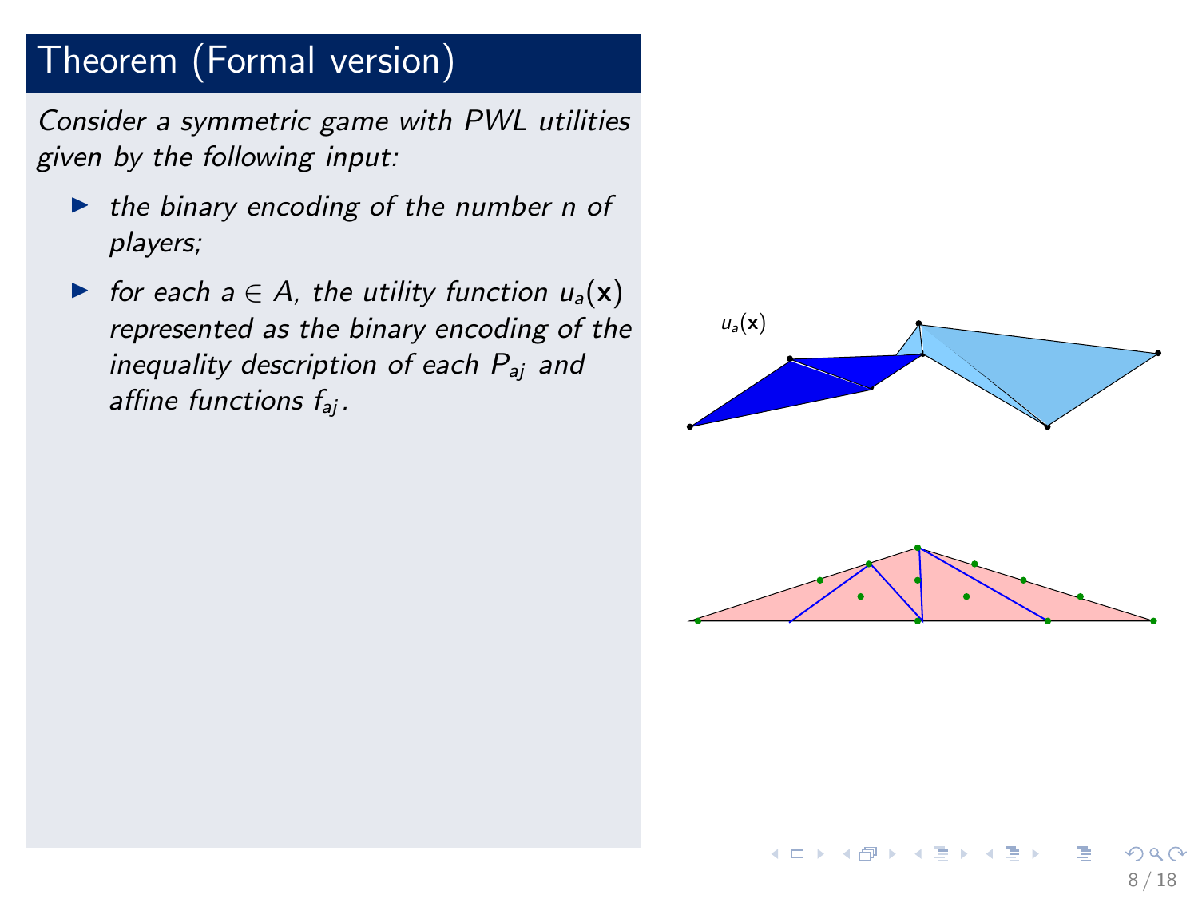## Theorem (Formal version)

*Consider a symmetric game with PWL utilities given by the following input:*

- *the binary encoding of the number $n$ of players;*
- *for each $a \in A$, the utility function $u_a(\mathbf{x})$ represented as the binary encoding of the inequality description of each $P_{aj}$ and affine functions $f_{aj}$.*

$u_a(\mathbf{x})$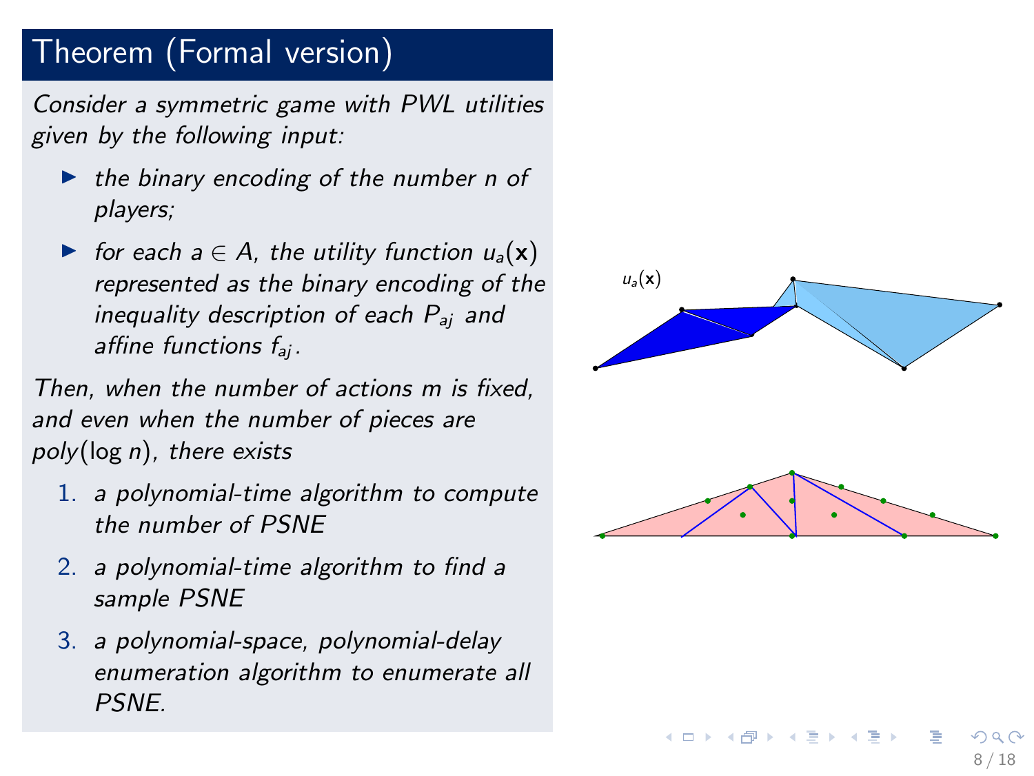## Theorem (Formal version)

*Consider a symmetric game with PWL utilities given by the following input:*

- *the binary encoding of the number $n$ of players;*
- *for each $a \in A$, the utility function $u_a(\mathbf{x})$ represented as the binary encoding of the inequality description of each $P_{aj}$ and affine functions $f_{aj}$.*

*Then, when the number of actions $m$ is fixed, and even when the number of pieces are poly$(\log n)$, there exists*

1. *a polynomial-time algorithm to compute the number of PSNE*
2. *a polynomial-time algorithm to find a sample PSNE*
3. *a polynomial-space, polynomial-delay enumeration algorithm to enumerate all PSNE.*

$u_a(\mathbf{x})$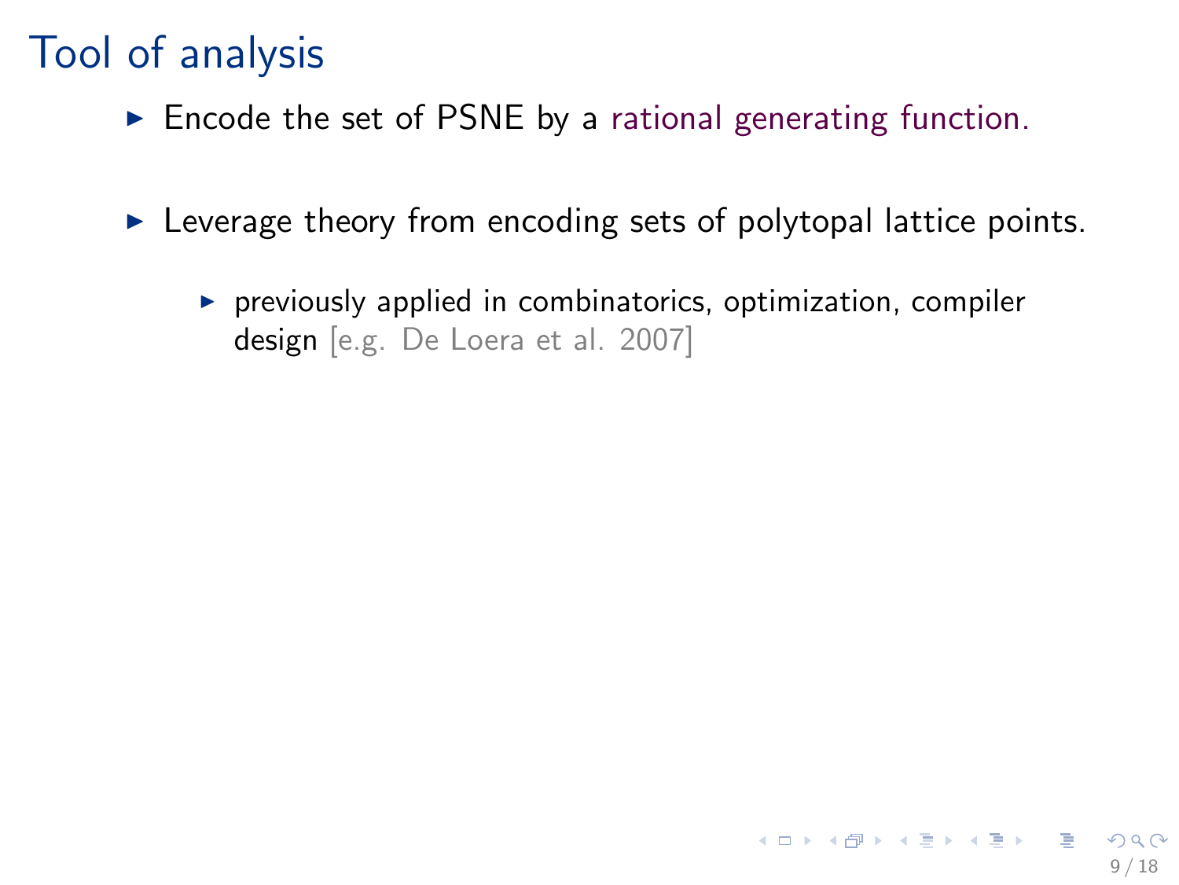# Tool of analysis

- Encode the set of PSNE by a rational generating function.
- Leverage theory from encoding sets of polytopal lattice points.
  - previously applied in combinatorics, optimization, compiler design [e.g. De Loera et al. 2007]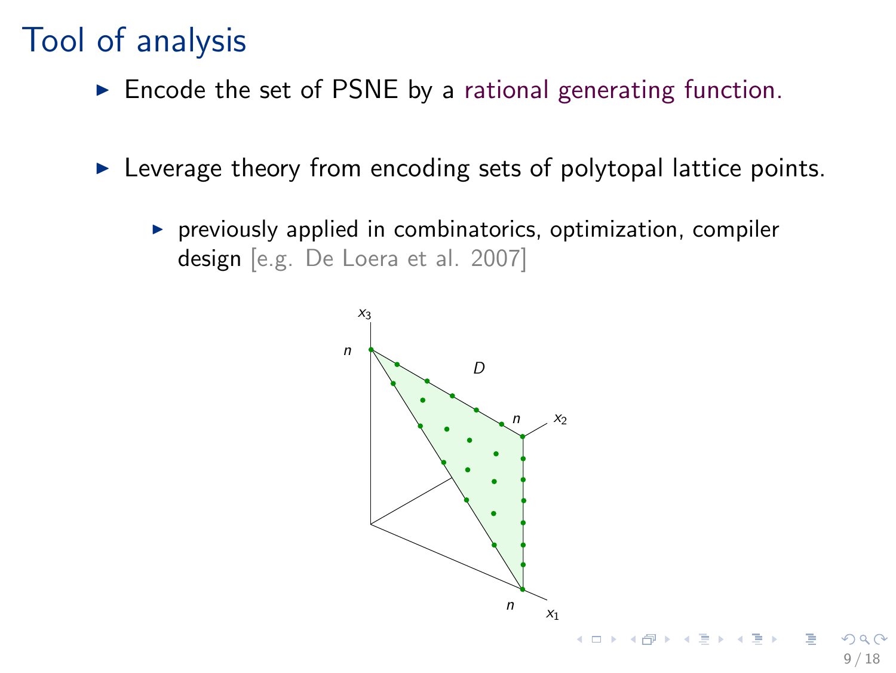# Tool of analysis

- Encode the set of PSNE by a rational generating function.
- Leverage theory from encoding sets of polytopal lattice points.
  - previously applied in combinatorics, optimization, compiler design [e.g. De Loera et al. 2007]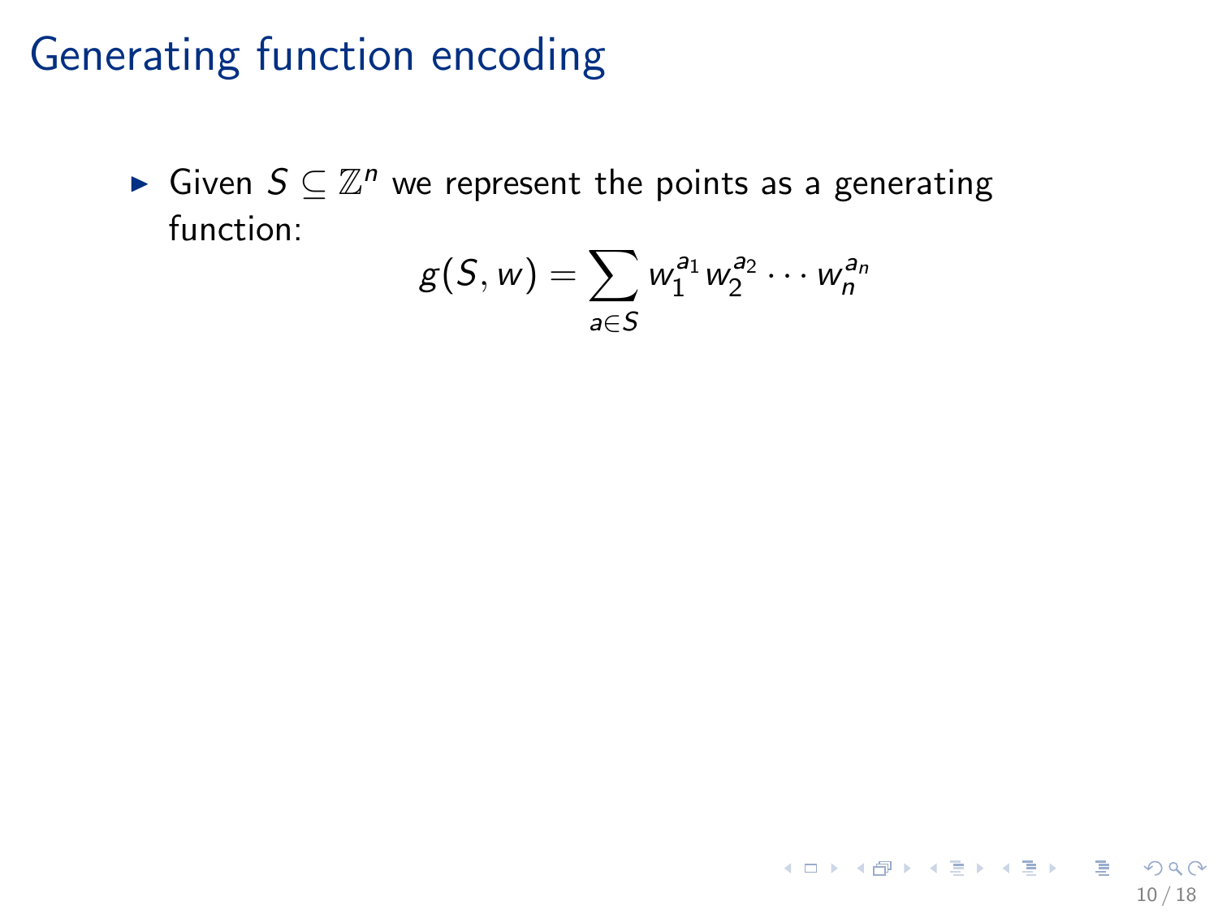## Generating function encoding

- Given $S \subseteq \mathbb{Z}^n$ we represent the points as a generating function:

$$g(S, w) = \sum_{a \in S} w_1^{a_1} w_2^{a_2} \cdots w_n^{a_n}$$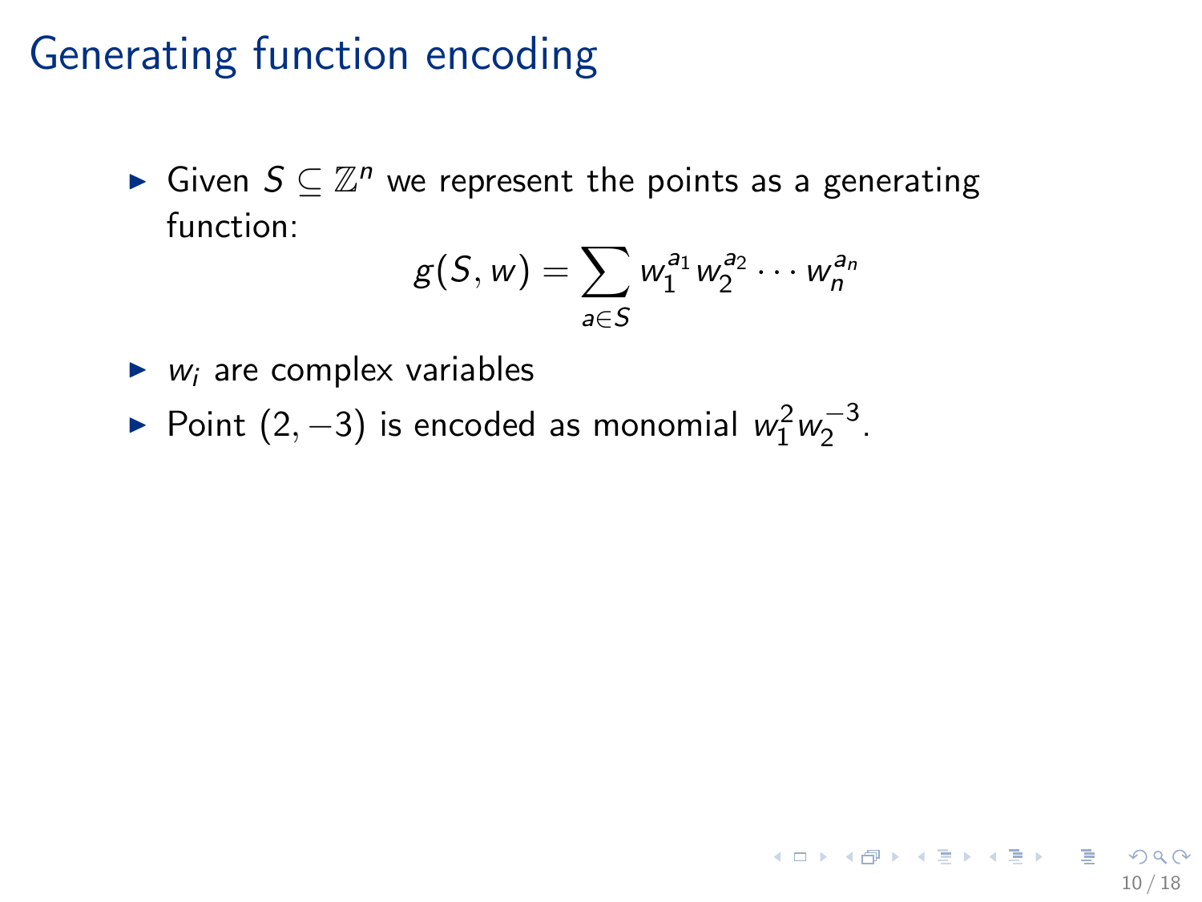# Generating function encoding

- Given $S \subseteq \mathbb{Z}^n$ we represent the points as a generating function:

$$g(S, w) = \sum_{a \in S} w_1^{a_1} w_2^{a_2} \cdots w_n^{a_n}$$

- $w_i$ are complex variables
- Point $(2, -3)$ is encoded as monomial $w_1^2 w_2^{-3}$.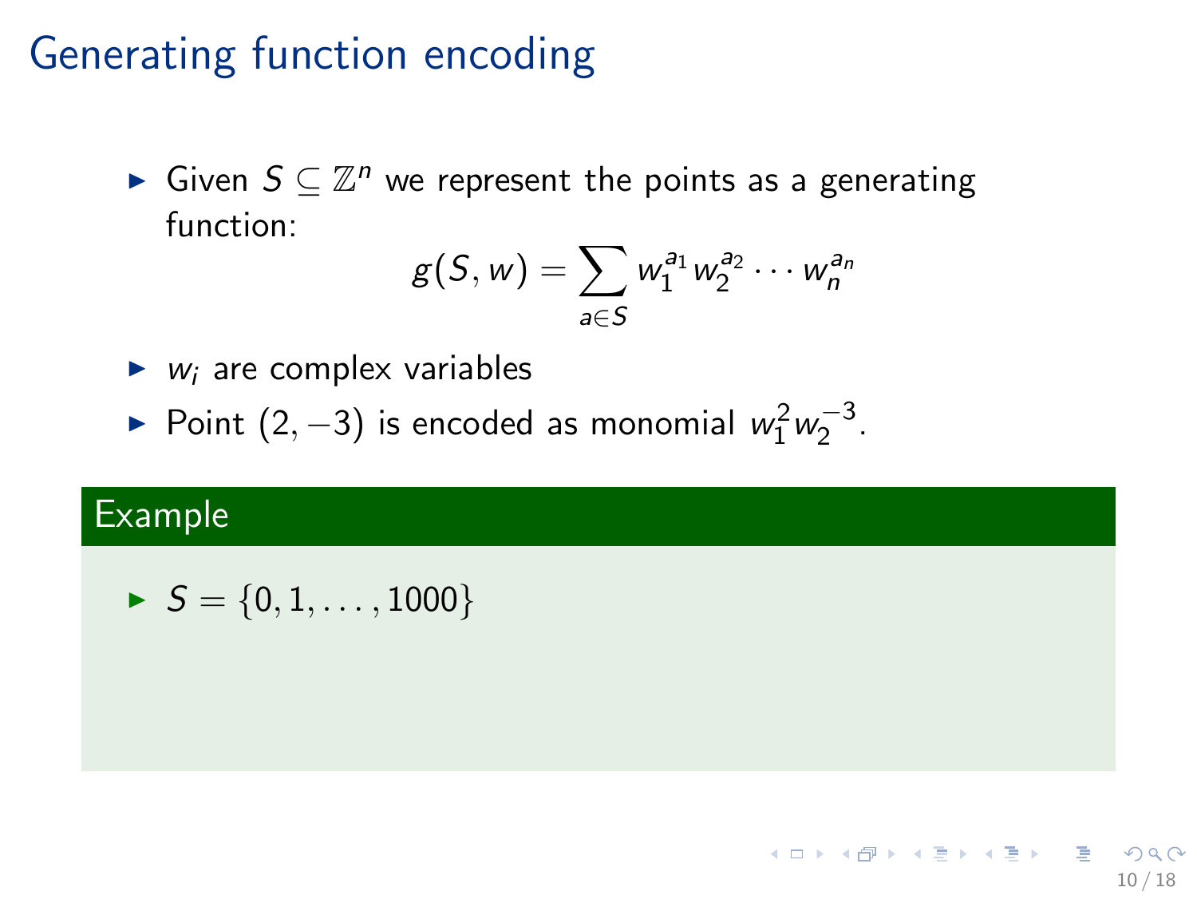# Generating function encoding

- Given $S \subseteq \mathbb{Z}^n$ we represent the points as a generating function:

$$g(S, w) = \sum_{a \in S} w_1^{a_1} w_2^{a_2} \cdots w_n^{a_n}$$

- $w_i$ are complex variables
- Point $(2, -3)$ is encoded as monomial $w_1^2 w_2^{-3}$.

**Example**

- $S = \{0, 1, \ldots, 1000\}$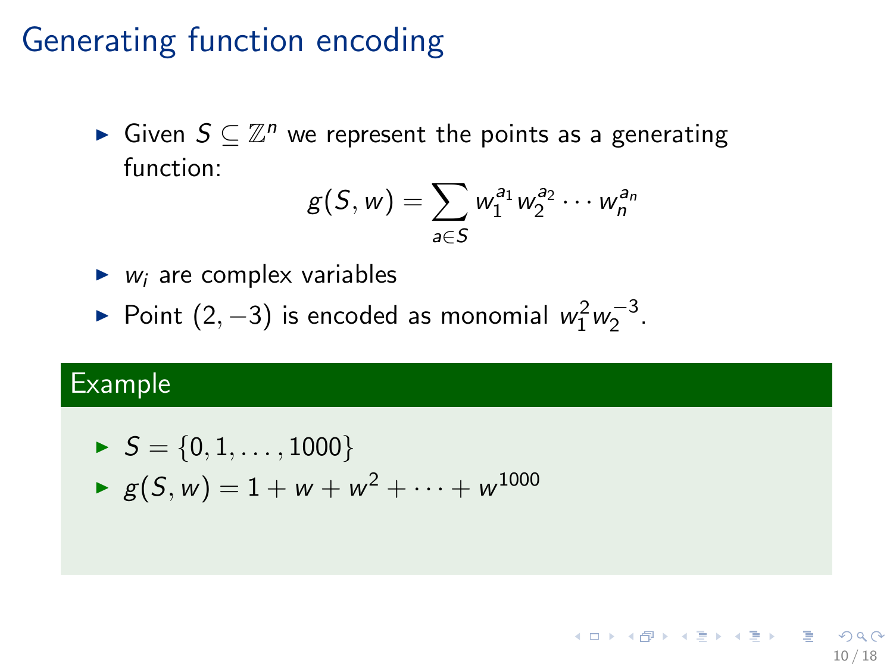# Generating function encoding

- Given $S \subseteq \mathbb{Z}^n$ we represent the points as a generating function:

$$g(S, w) = \sum_{a \in S} w_1^{a_1} w_2^{a_2} \cdots w_n^{a_n}$$

- $w_i$ are complex variables
- Point $(2, -3)$ is encoded as monomial $w_1^2 w_2^{-3}$.

### Example

- $S = \{0, 1, \ldots, 1000\}$
- $g(S, w) = 1 + w + w^2 + \cdots + w^{1000}$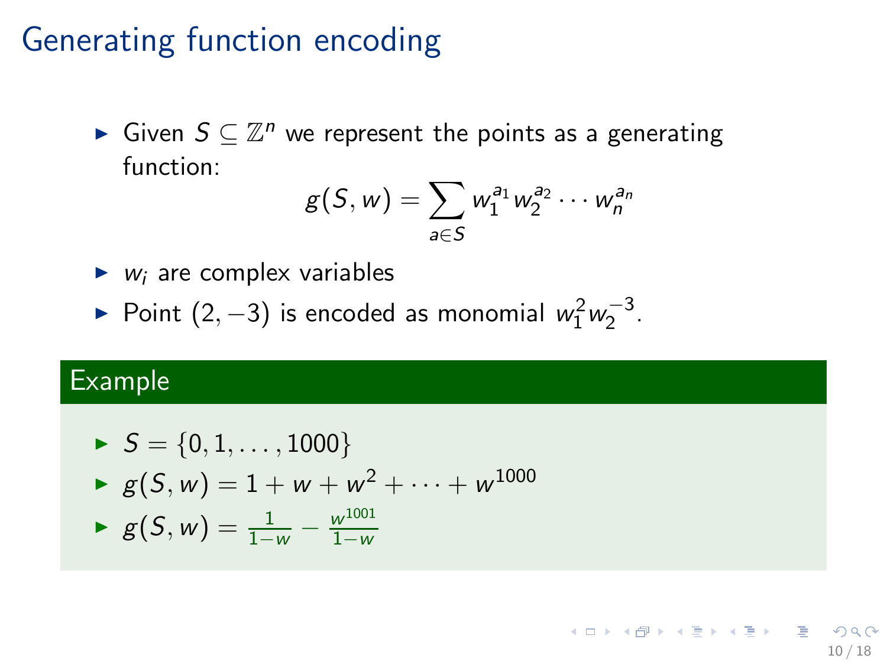# Generating function encoding

- Given $S \subseteq \mathbb{Z}^n$ we represent the points as a generating function:

$$g(S, w) = \sum_{a \in S} w_1^{a_1} w_2^{a_2} \cdots w_n^{a_n}$$

- $w_i$ are complex variables
- Point $(2, -3)$ is encoded as monomial $w_1^2 w_2^{-3}$.

**Example**

- $S = \{0, 1, \ldots, 1000\}$
- $g(S, w) = 1 + w + w^2 + \cdots + w^{1000}$
- $g(S, w) = \frac{1}{1-w} - \frac{w^{1001}}{1-w}$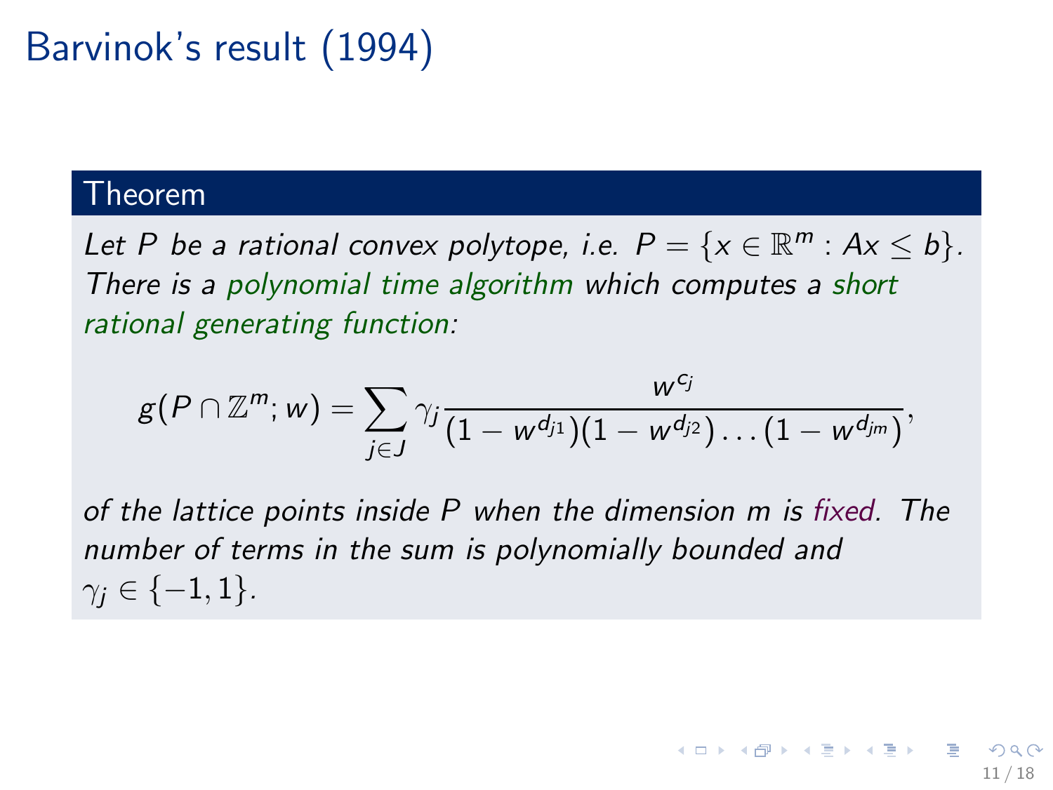# Barvinok's result (1994)

**Theorem**

*Let $P$ be a rational convex polytope, i.e. $P = \{x \in \mathbb{R}^m : Ax \leq b\}$. There is a polynomial time algorithm which computes a short rational generating function:*

$$g(P \cap \mathbb{Z}^m; w) = \sum_{j \in J} \gamma_j \frac{w^{c_j}}{(1 - w^{d_{j1}})(1 - w^{d_{j2}}) \dots (1 - w^{d_{jm}})},$$

*of the lattice points inside $P$ when the dimension $m$ is fixed. The number of terms in the sum is polynomially bounded and $\gamma_j \in \{-1, 1\}$.*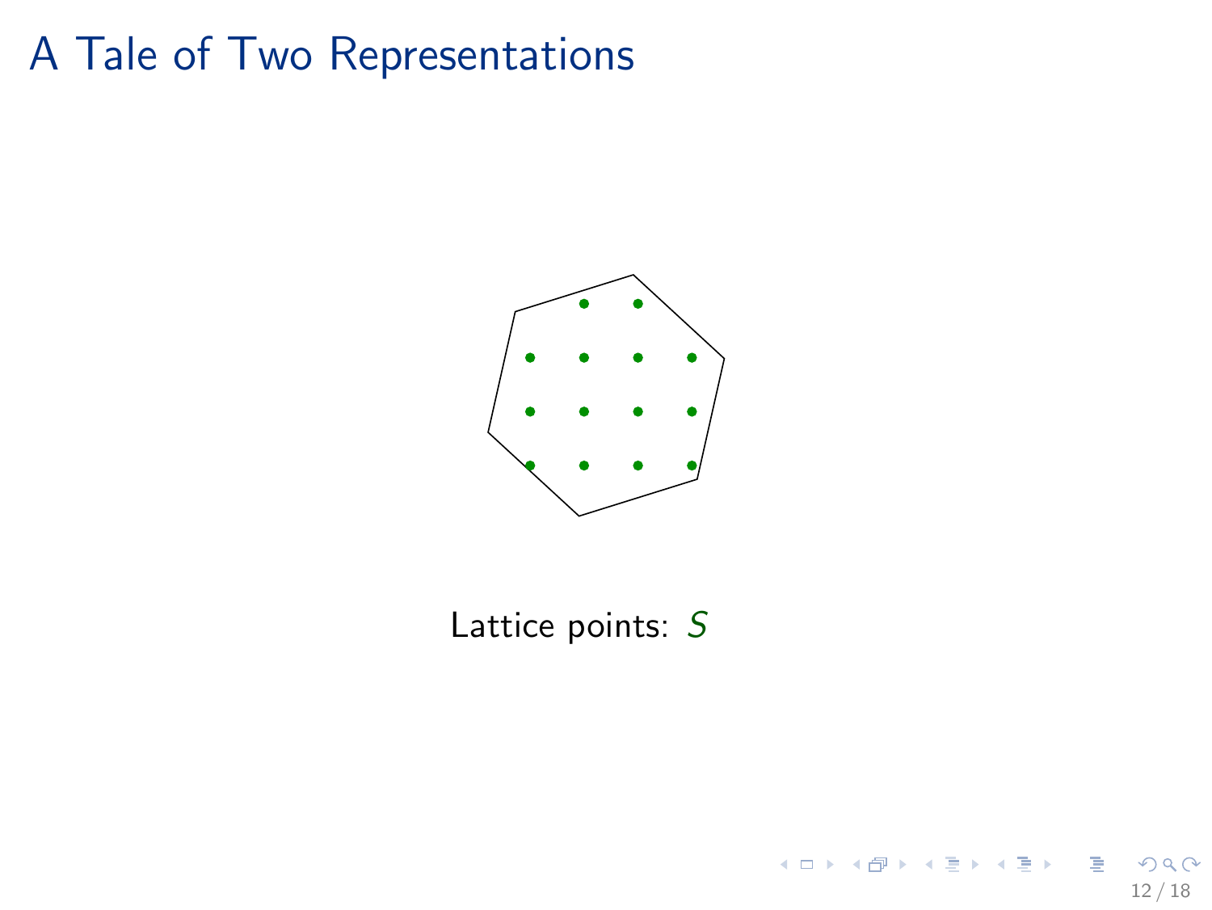# A Tale of Two Representations

Lattice points: $S$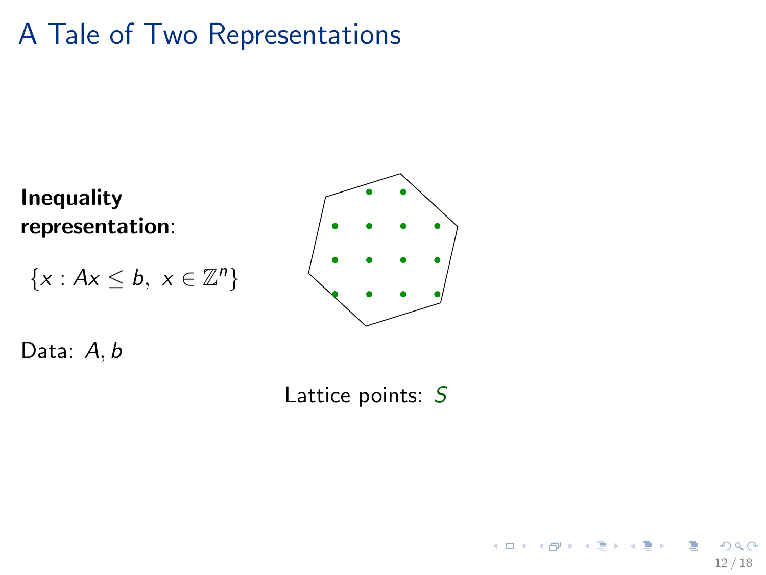# A Tale of Two Representations

**Inequality representation**:

$\{x : Ax \leq b, \ x \in \mathbb{Z}^n\}$

Data: $A, b$

Lattice points: $S$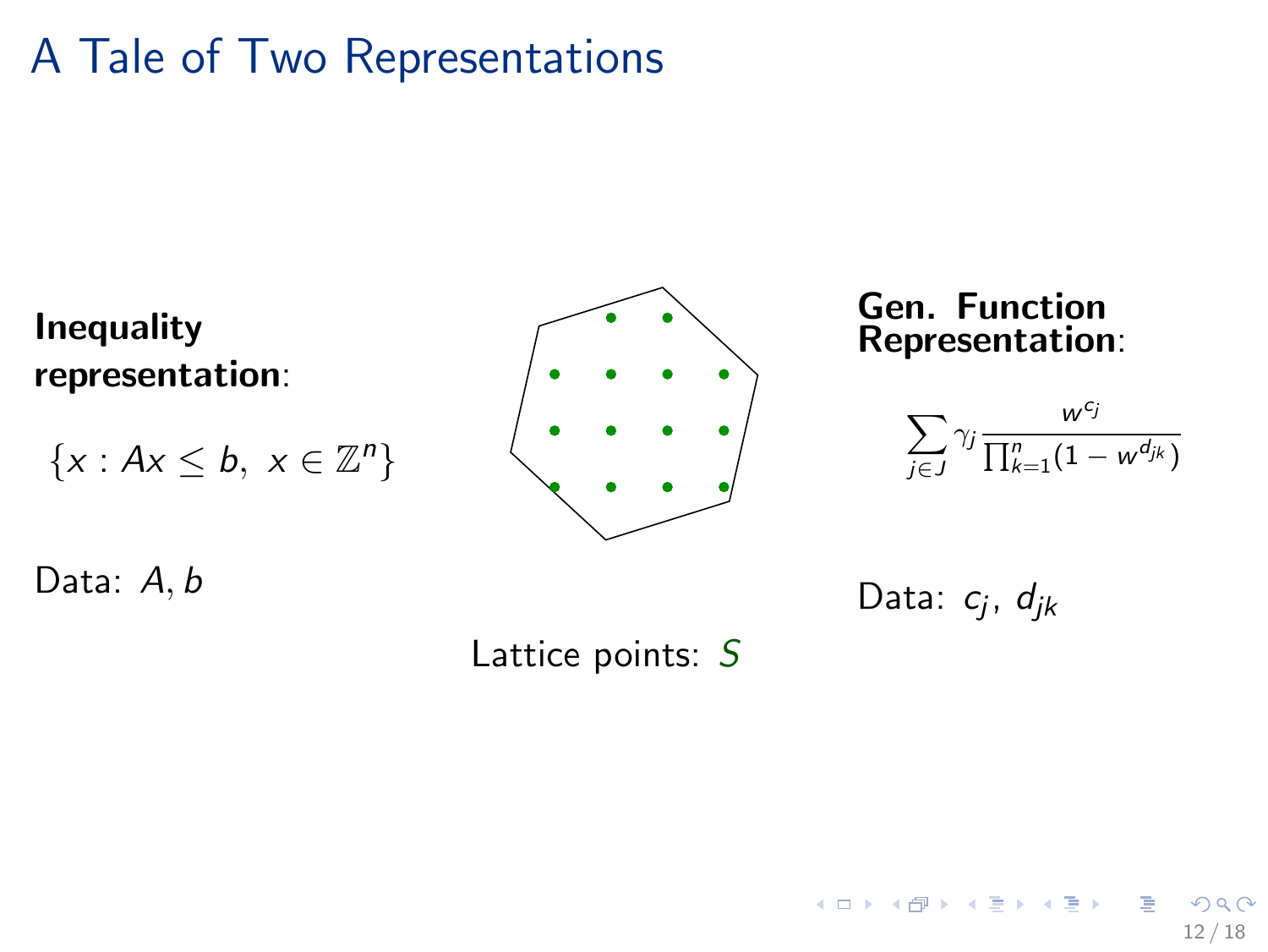# A Tale of Two Representations

**Inequality representation**:

$$\{x : Ax \leq b,\ x \in \mathbb{Z}^n\}$$

Data: $A, b$

Lattice points: $S$

**Gen. Function Representation**:

$$\sum_{j \in J} \gamma_j \frac{w^{c_j}}{\prod_{k=1}^{n}(1 - w^{d_{jk}})}$$

Data: $c_j$, $d_{jk}$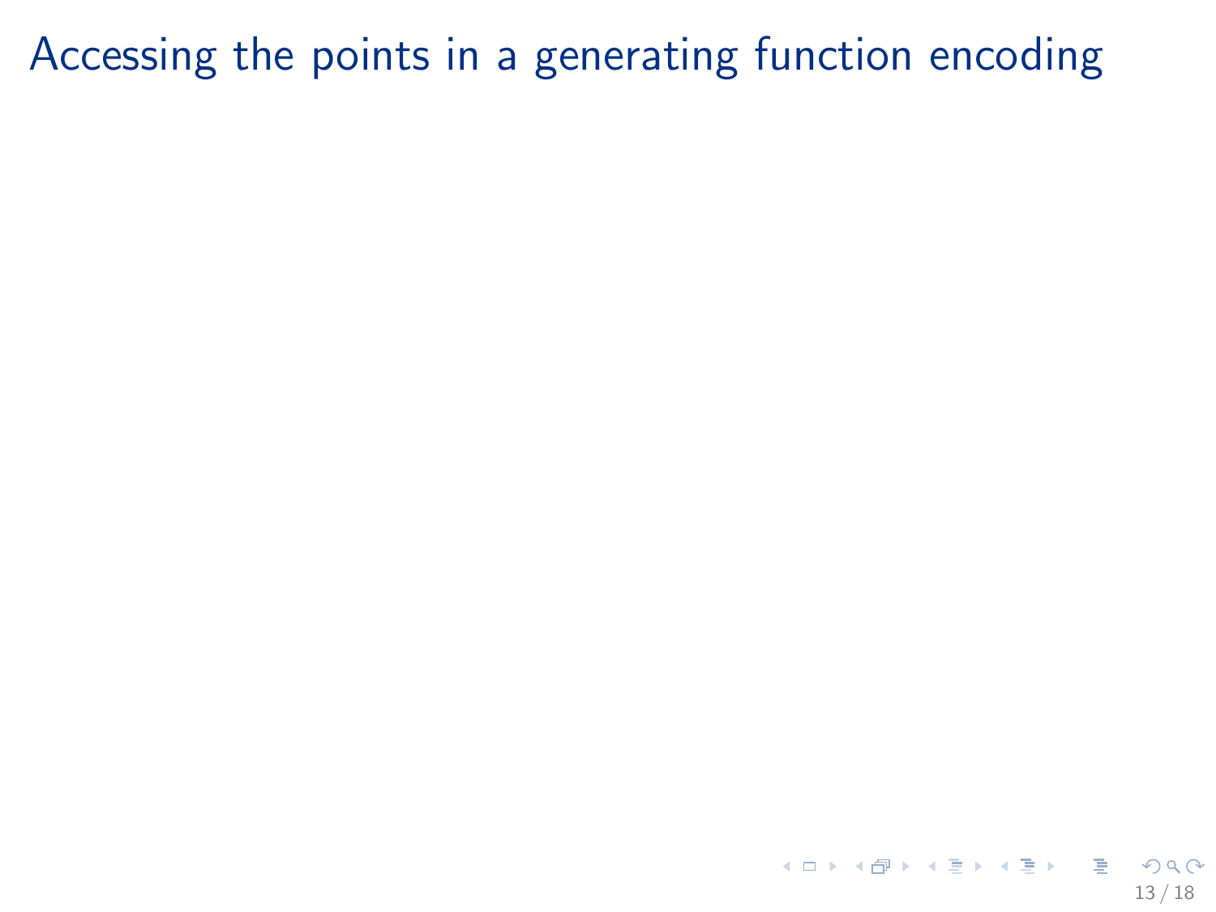# Accessing the points in a generating function encoding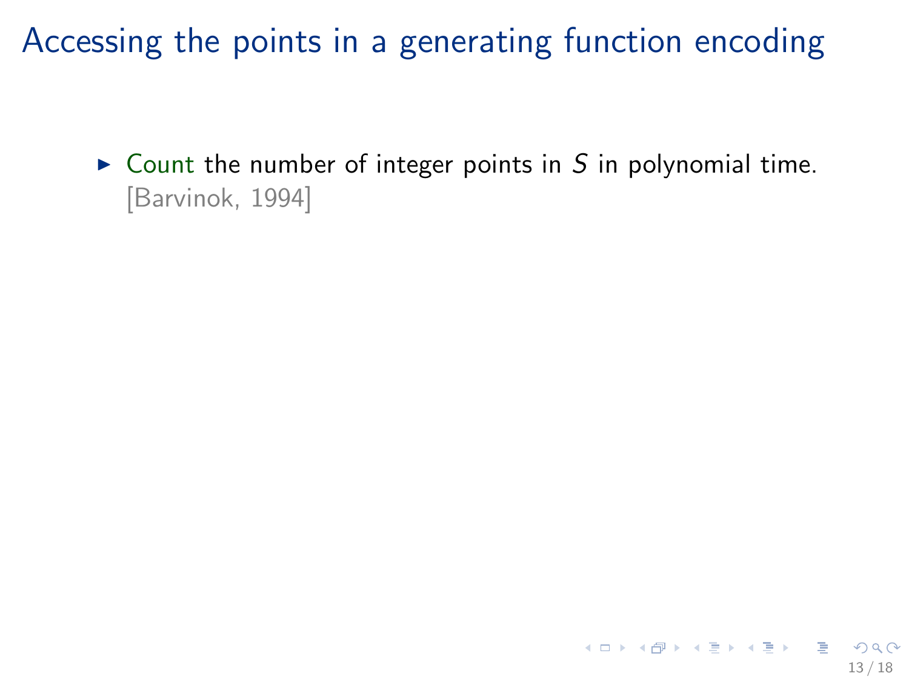# Accessing the points in a generating function encoding

- Count the number of integer points in $S$ in polynomial time. [Barvinok, 1994]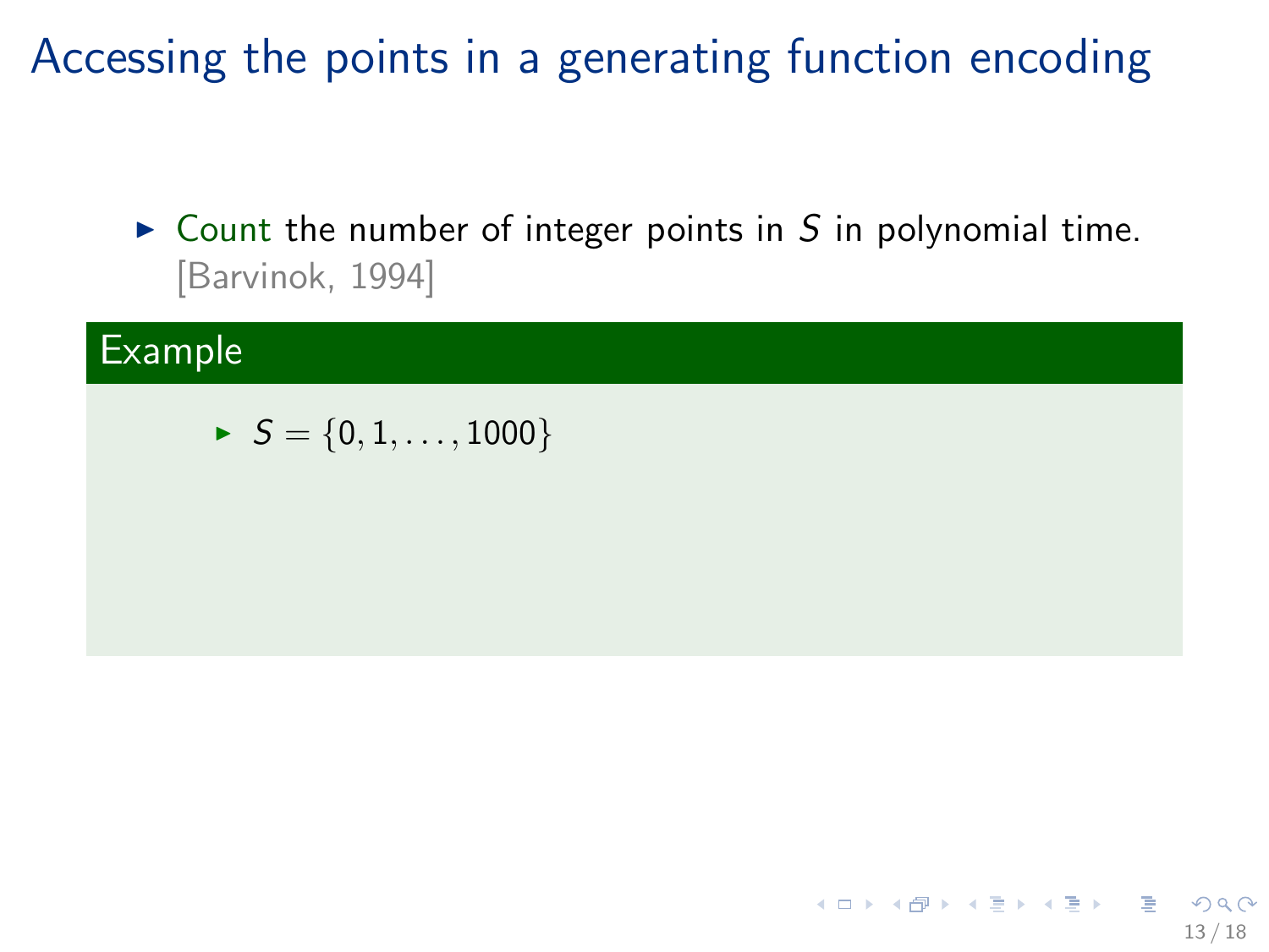# Accessing the points in a generating function encoding

- Count the number of integer points in $S$ in polynomial time. [Barvinok, 1994]

**Example**

- $S = \{0, 1, \ldots, 1000\}$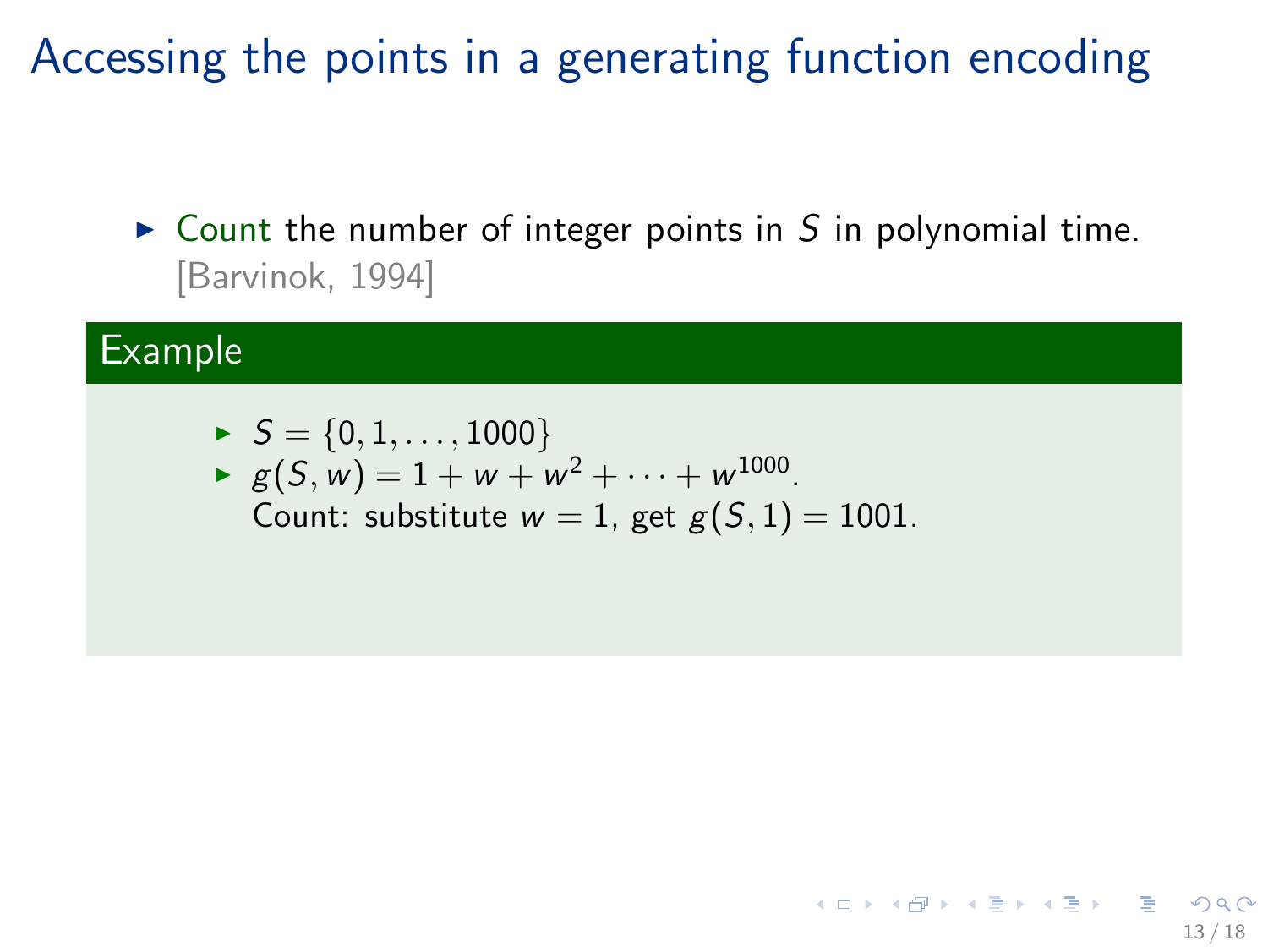# Accessing the points in a generating function encoding

- Count the number of integer points in $S$ in polynomial time. [Barvinok, 1994]

**Example**

- $S = \{0, 1, \ldots, 1000\}$
- $g(S, w) = 1 + w + w^2 + \cdots + w^{1000}$.
  Count: substitute $w = 1$, get $g(S, 1) = 1001$.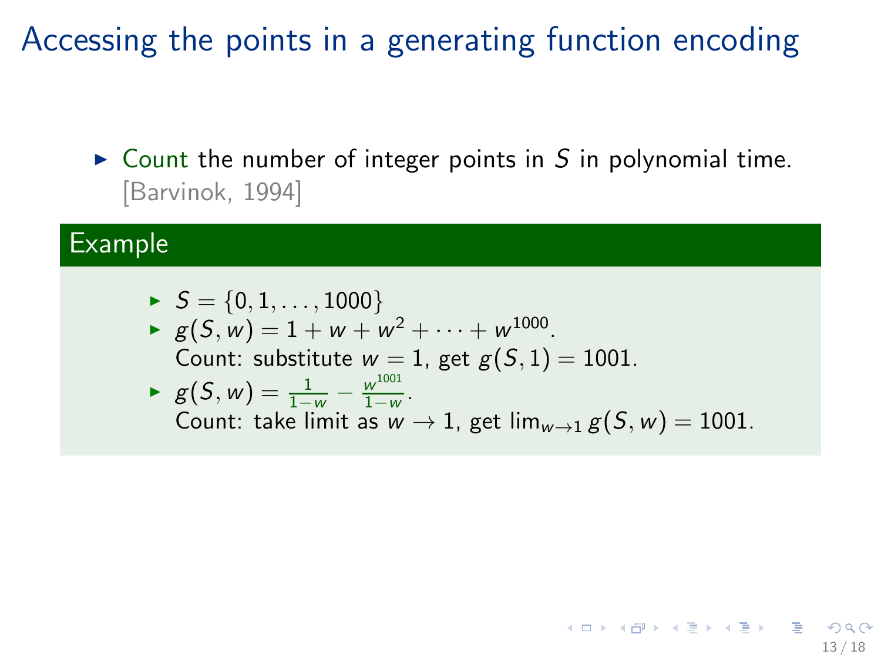# Accessing the points in a generating function encoding

- Count the number of integer points in $S$ in polynomial time. [Barvinok, 1994]

### Example

- $S = \{0, 1, \ldots, 1000\}$
- $g(S, w) = 1 + w + w^2 + \cdots + w^{1000}$.
  Count: substitute $w = 1$, get $g(S, 1) = 1001$.
- $g(S, w) = \frac{1}{1-w} - \frac{w^{1001}}{1-w}$.
  Count: take limit as $w \to 1$, get $\lim_{w \to 1} g(S, w) = 1001$.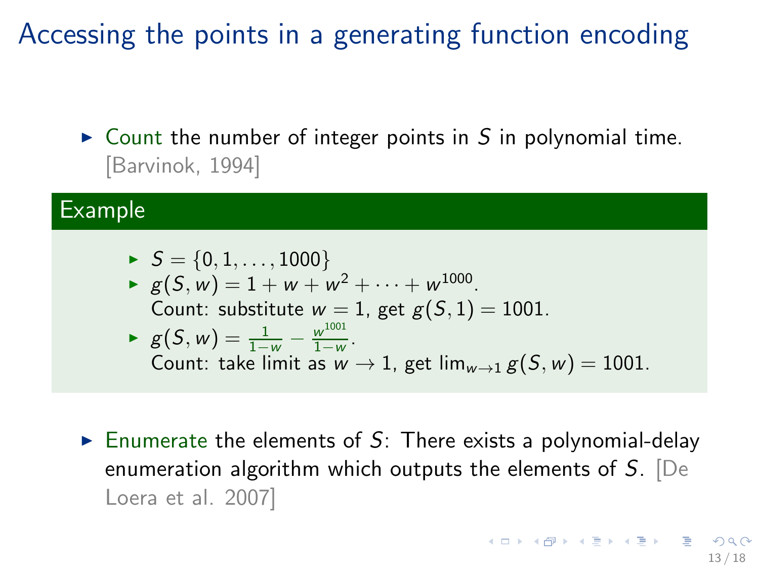# Accessing the points in a generating function encoding

- Count the number of integer points in $S$ in polynomial time. [Barvinok, 1994]

**Example**

- $S = \{0, 1, \ldots, 1000\}$
- $g(S, w) = 1 + w + w^2 + \cdots + w^{1000}$.
  Count: substitute $w = 1$, get $g(S, 1) = 1001$.
- $g(S, w) = \frac{1}{1-w} - \frac{w^{1001}}{1-w}$.
  Count: take limit as $w \to 1$, get $\lim_{w \to 1} g(S, w) = 1001$.

- Enumerate the elements of $S$: There exists a polynomial-delay enumeration algorithm which outputs the elements of $S$. [De Loera et al. 2007]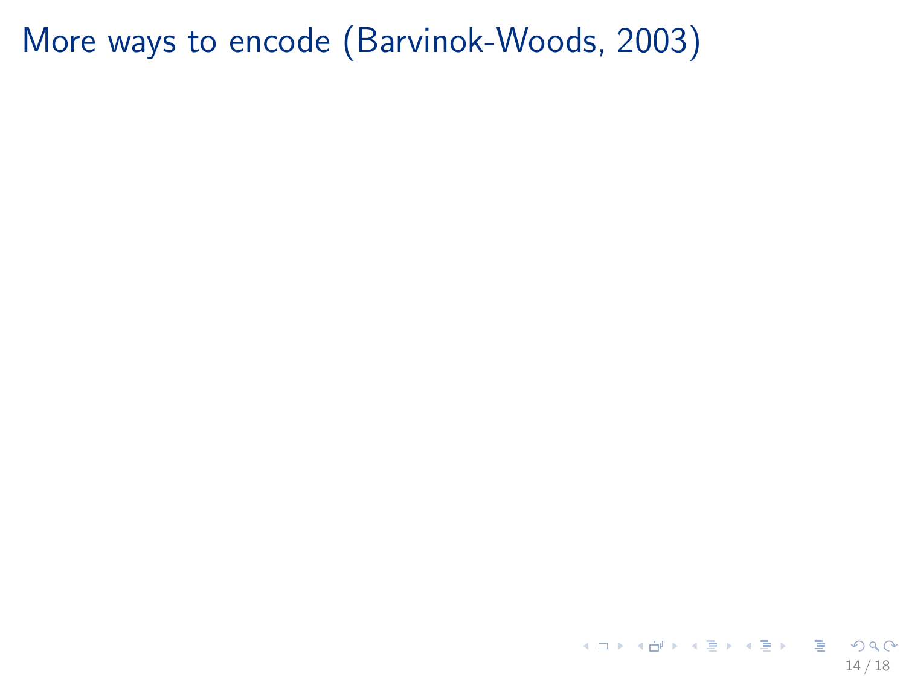# More ways to encode (Barvinok-Woods, 2003)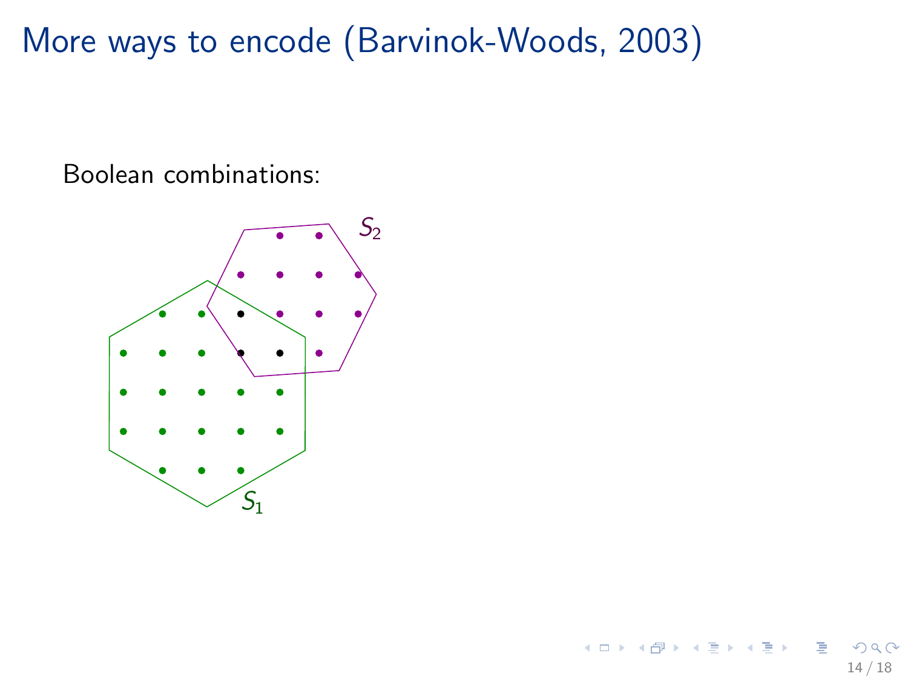# More ways to encode (Barvinok-Woods, 2003)

Boolean combinations:

$S_2$

$S_1$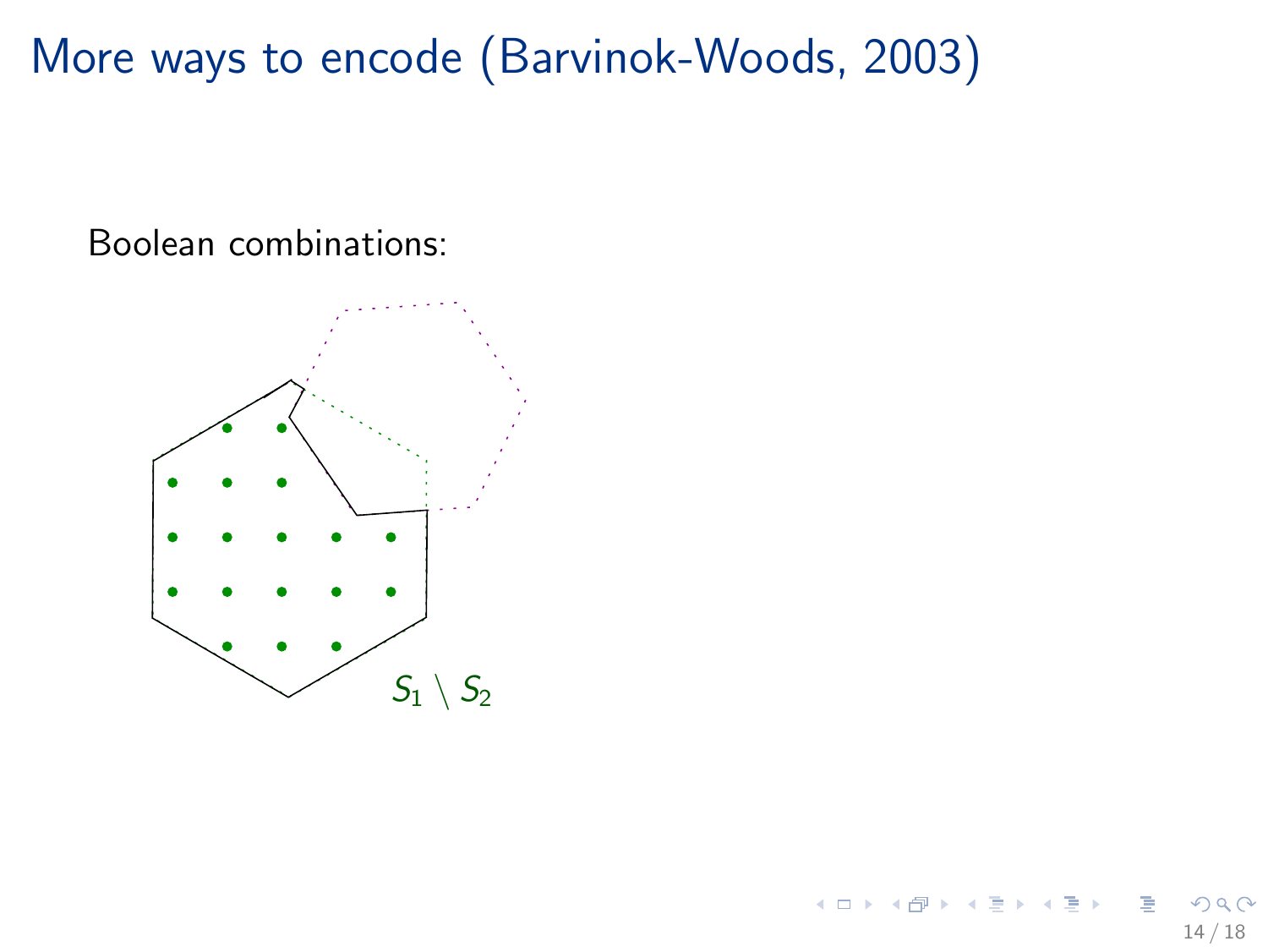# More ways to encode (Barvinok-Woods, 2003)

Boolean combinations:

$S_1 \setminus S_2$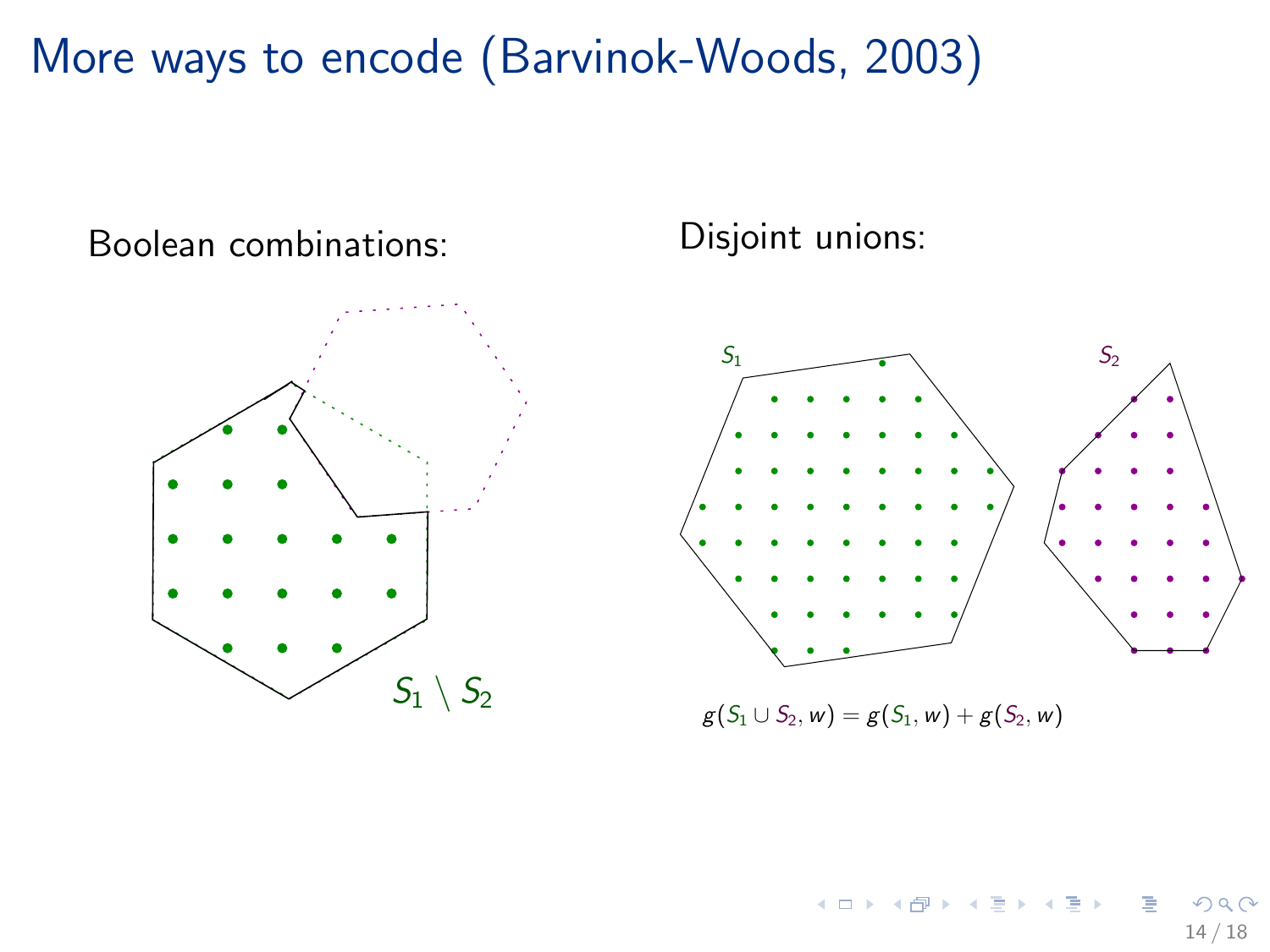# More ways to encode (Barvinok-Woods, 2003)

Boolean combinations:

$S_1 \setminus S_2$

Disjoint unions:

$S_1$

$S_2$

$g(S_1 \cup S_2, w) = g(S_1, w) + g(S_2, w)$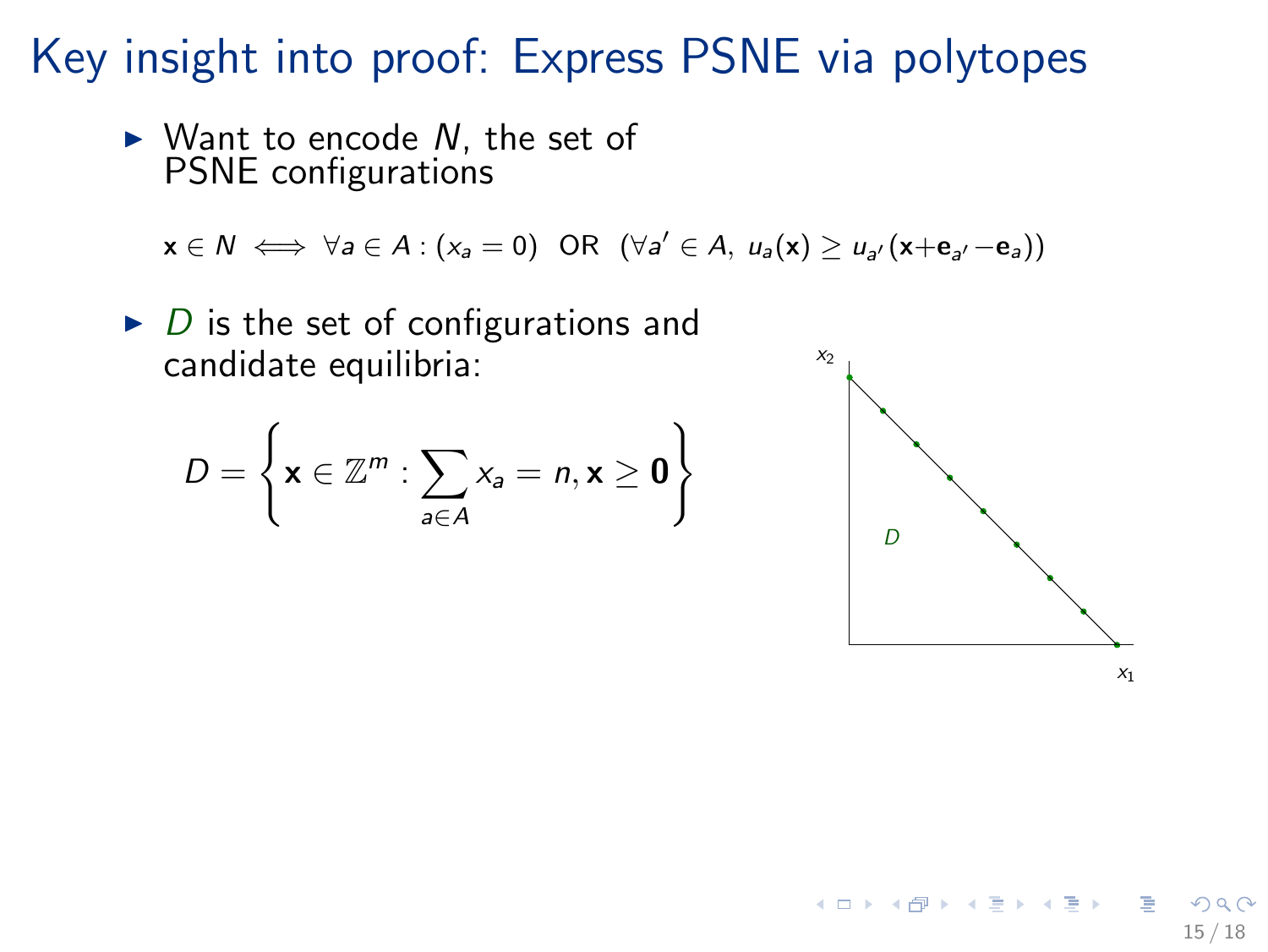# Key insight into proof: Express PSNE via polytopes

- Want to encode $N$, the set of PSNE configurations

$$\mathbf{x} \in N \iff \forall a \in A : (x_a = 0) \ \text{ OR } \ (\forall a' \in A,\ u_a(\mathbf{x}) \geq u_{a'}(\mathbf{x}+\mathbf{e}_{a'}-\mathbf{e}_a))$$

- $D$ is the set of configurations and candidate equilibria:

$$D = \left\{ \mathbf{x} \in \mathbb{Z}^m : \sum_{a \in A} x_a = n, \mathbf{x} \geq \mathbf{0} \right\}$$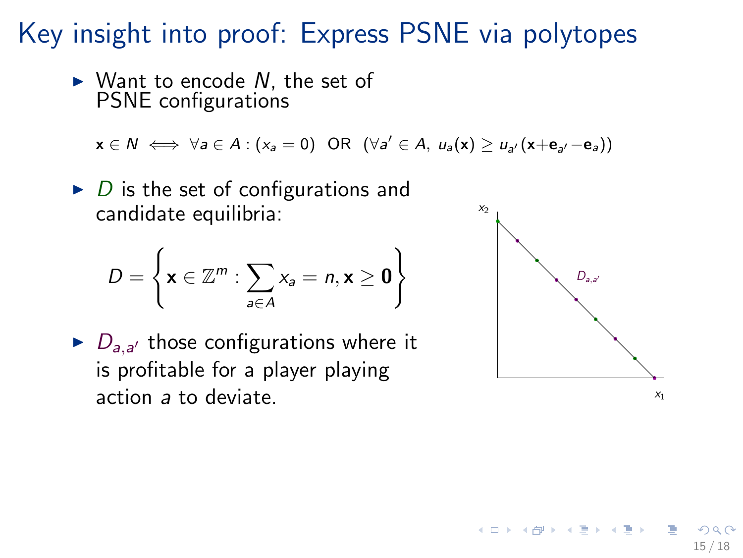# Key insight into proof: Express PSNE via polytopes

- Want to encode $N$, the set of PSNE configurations

$$\mathbf{x} \in N \iff \forall a \in A : (x_a = 0) \;\text{ OR }\; (\forall a' \in A,\; u_a(\mathbf{x}) \geq u_{a'}(\mathbf{x} + \mathbf{e}_{a'} - \mathbf{e}_a))$$

- $D$ is the set of configurations and candidate equilibria:

$$D = \left\{ \mathbf{x} \in \mathbb{Z}^m : \sum_{a \in A} x_a = n, \mathbf{x} \geq \mathbf{0} \right\}$$

- $D_{a,a'}$ those configurations where it is profitable for a player playing action $a$ to deviate.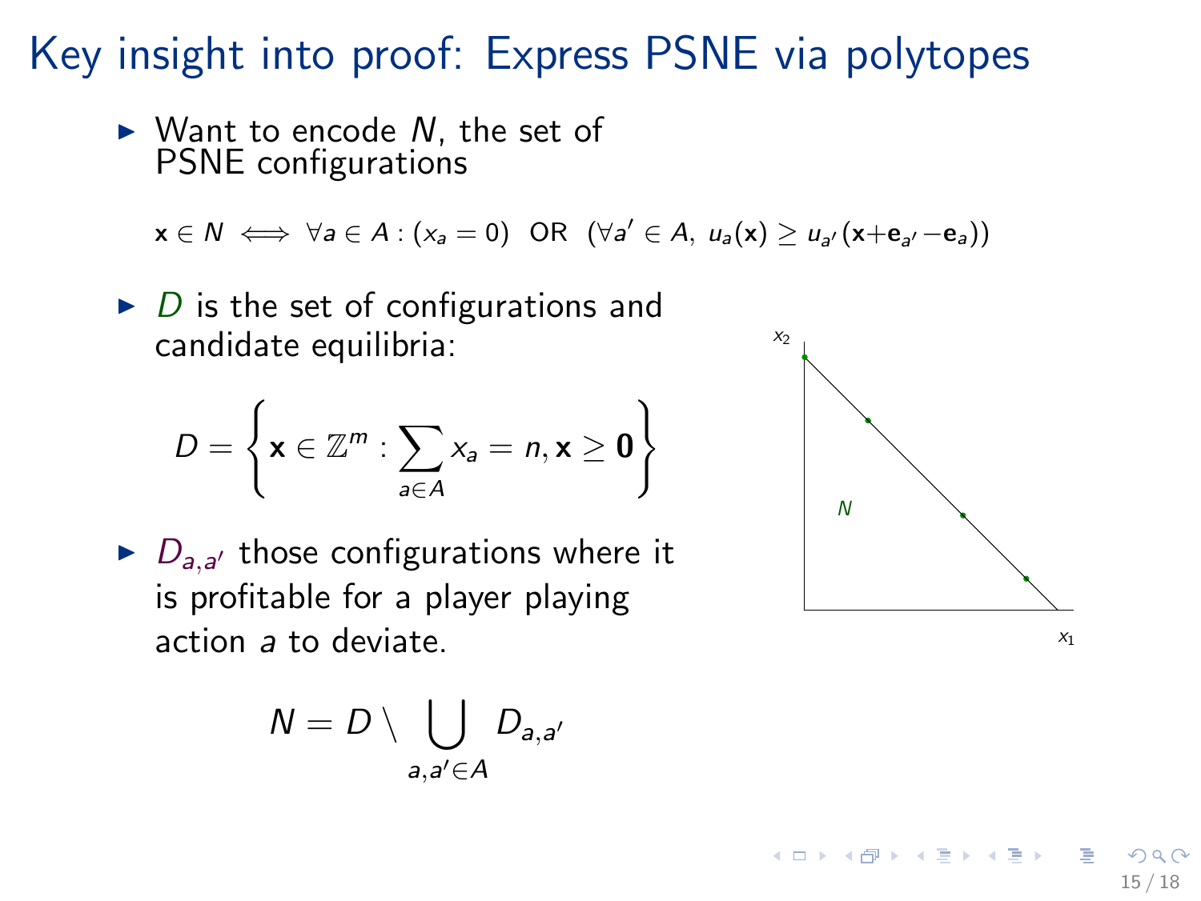# Key insight into proof: Express PSNE via polytopes

- Want to encode $N$, the set of PSNE configurations

$$\mathbf{x} \in N \iff \forall a \in A : (x_a = 0) \text{ OR } (\forall a' \in A,\ u_a(\mathbf{x}) \geq u_{a'}(\mathbf{x}+\mathbf{e}_{a'}-\mathbf{e}_a))$$

- $D$ is the set of configurations and candidate equilibria:

$$D = \left\{ \mathbf{x} \in \mathbb{Z}^m : \sum_{a \in A} x_a = n, \mathbf{x} \geq \mathbf{0} \right\}$$

- $D_{a,a'}$ those configurations where it is profitable for a player playing action $a$ to deviate.

$$N = D \setminus \bigcup_{a,a' \in A} D_{a,a'}$$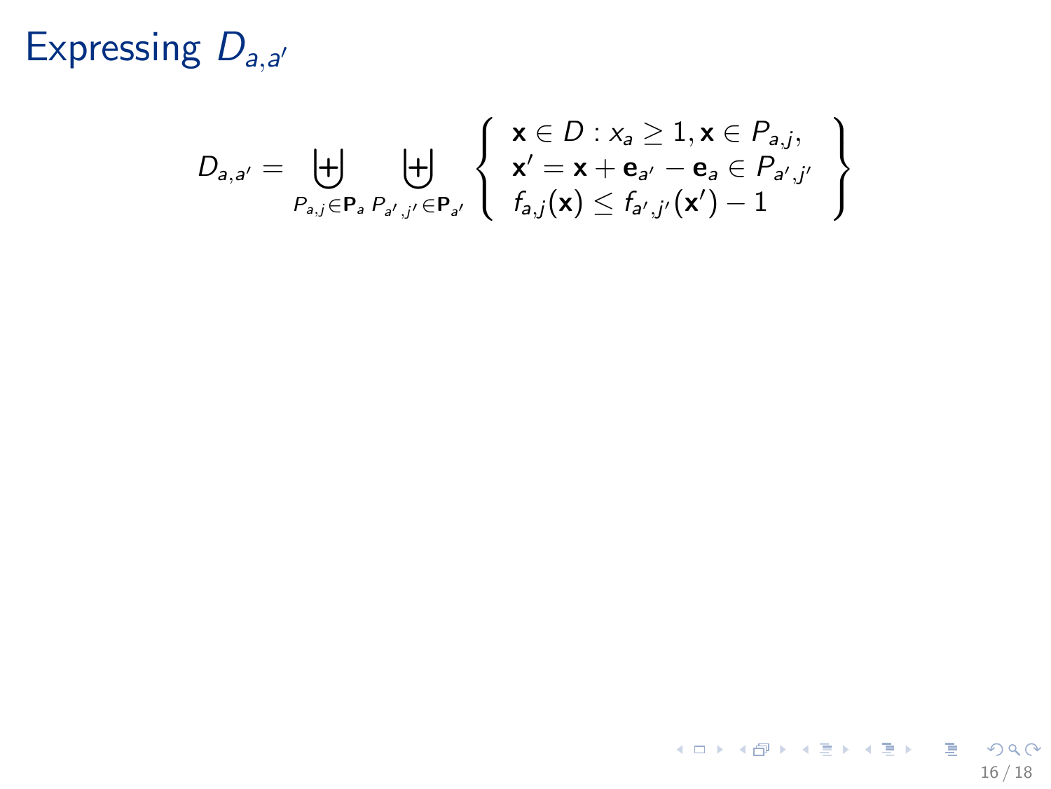# Expressing $D_{a,a'}$

$$
D_{a,a'} = \biguplus_{P_{a,j} \in \mathbf{P}_a} \biguplus_{P_{a',j'} \in \mathbf{P}_{a'}} \left\{ \begin{array}{l} \mathbf{x} \in D : x_a \geq 1, \mathbf{x} \in P_{a,j}, \\ \mathbf{x}' = \mathbf{x} + \mathbf{e}_{a'} - \mathbf{e}_a \in P_{a',j'} \\ f_{a,j}(\mathbf{x}) \leq f_{a',j'}(\mathbf{x}') - 1 \end{array} \right\}
$$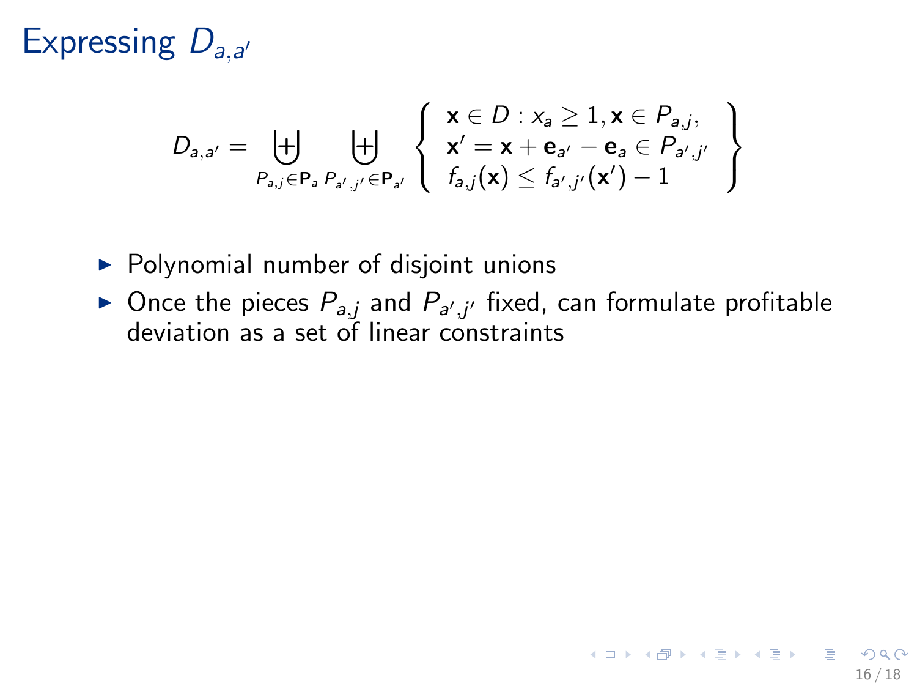# Expressing $D_{a,a'}$

$$
D_{a,a'} = \biguplus_{P_{a,j} \in \mathbf{P}_a} \biguplus_{P_{a',j'} \in \mathbf{P}_{a'}} \left\{ \begin{array}{l} \mathbf{x} \in D : x_a \geq 1, \mathbf{x} \in P_{a,j}, \\ \mathbf{x}' = \mathbf{x} + \mathbf{e}_{a'} - \mathbf{e}_a \in P_{a',j'} \\ f_{a,j}(\mathbf{x}) \leq f_{a',j'}(\mathbf{x}') - 1 \end{array} \right\}
$$

- Polynomial number of disjoint unions
- Once the pieces $P_{a,j}$ and $P_{a',j'}$ fixed, can formulate profitable deviation as a set of linear constraints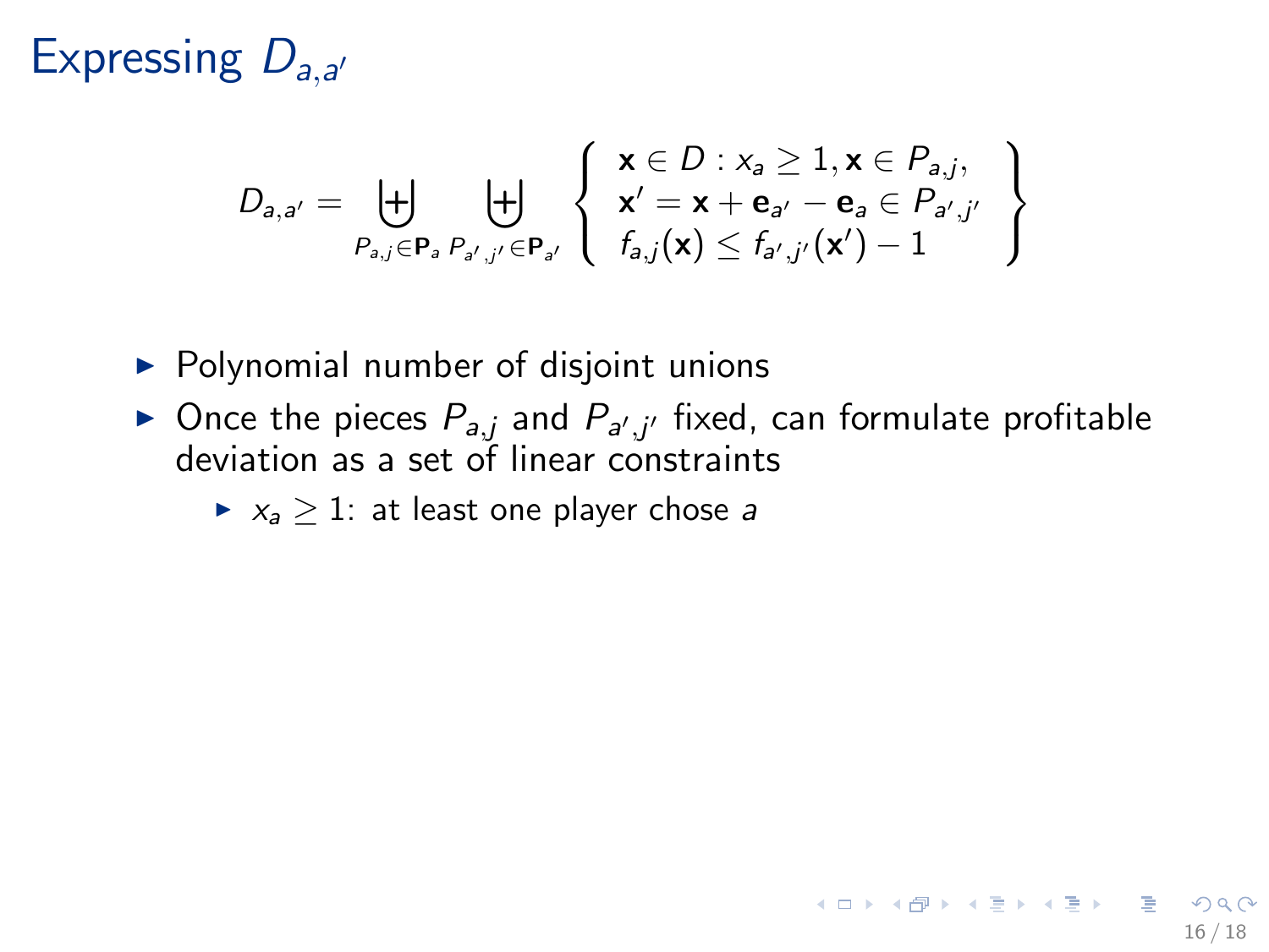# Expressing $D_{a,a'}$

$$D_{a,a'} = \biguplus_{P_{a,j} \in \mathbf{P}_a} \biguplus_{P_{a',j'} \in \mathbf{P}_{a'}} \left\{ \begin{array}{l} \mathbf{x} \in D : x_a \geq 1, \mathbf{x} \in P_{a,j}, \\ \mathbf{x}' = \mathbf{x} + \mathbf{e}_{a'} - \mathbf{e}_a \in P_{a',j'} \\ f_{a,j}(\mathbf{x}) \leq f_{a',j'}(\mathbf{x}') - 1 \end{array} \right\}$$

- Polynomial number of disjoint unions
- Once the pieces $P_{a,j}$ and $P_{a',j'}$ fixed, can formulate profitable deviation as a set of linear constraints
  - $x_a \geq 1$: at least one player chose $a$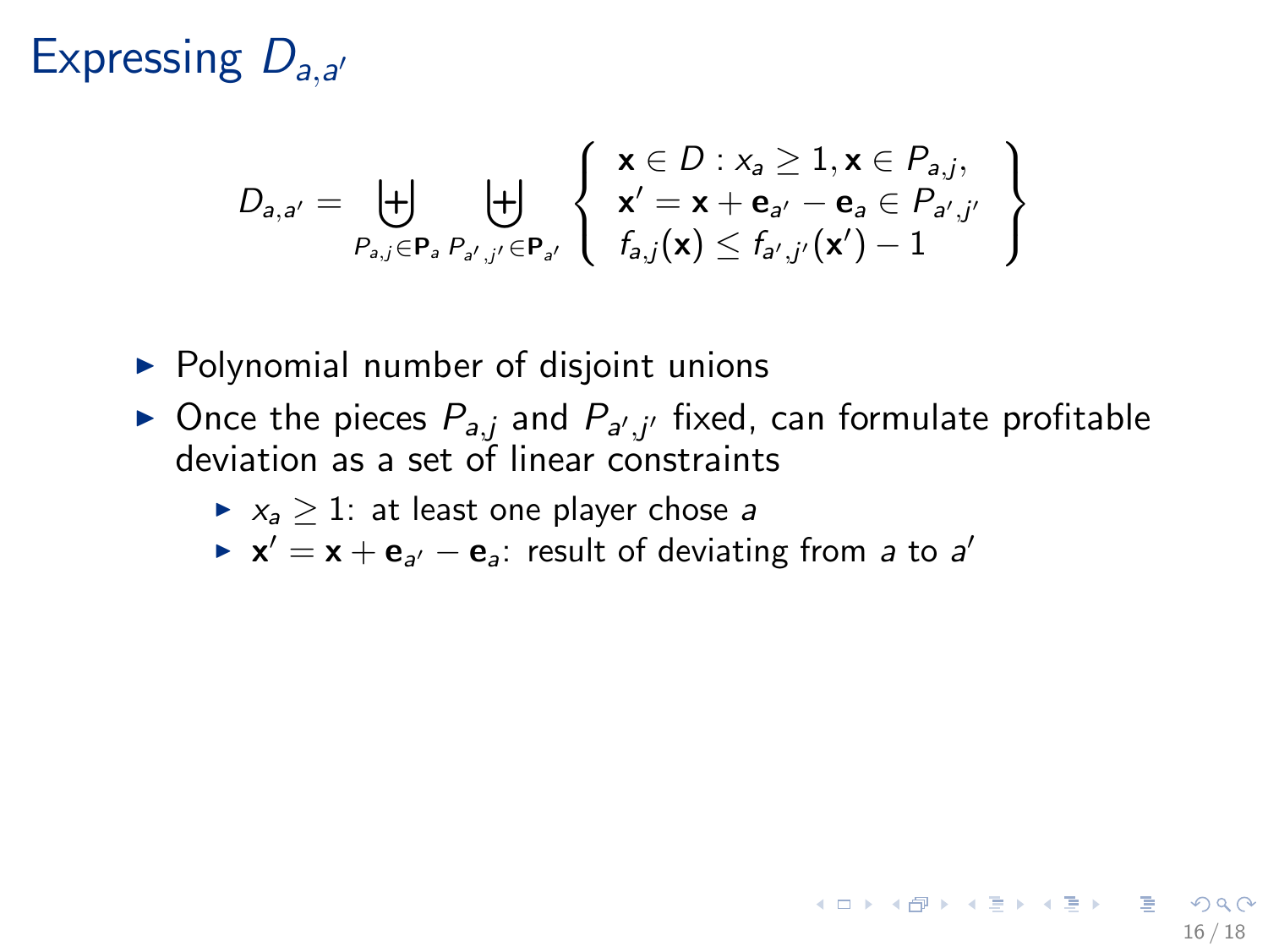# Expressing $D_{a,a'}$

$$D_{a,a'} = \biguplus_{P_{a,j} \in \mathbf{P}_a} \biguplus_{P_{a',j'} \in \mathbf{P}_{a'}} \left\{ \begin{array}{l} \mathbf{x} \in D : x_a \geq 1, \mathbf{x} \in P_{a,j}, \\ \mathbf{x}' = \mathbf{x} + \mathbf{e}_{a'} - \mathbf{e}_a \in P_{a',j'} \\ f_{a,j}(\mathbf{x}) \leq f_{a',j'}(\mathbf{x}') - 1 \end{array} \right\}$$

- Polynomial number of disjoint unions
- Once the pieces $P_{a,j}$ and $P_{a',j'}$ fixed, can formulate profitable deviation as a set of linear constraints
  - $x_a \geq 1$: at least one player chose $a$
  - $\mathbf{x}' = \mathbf{x} + \mathbf{e}_{a'} - \mathbf{e}_a$: result of deviating from $a$ to $a'$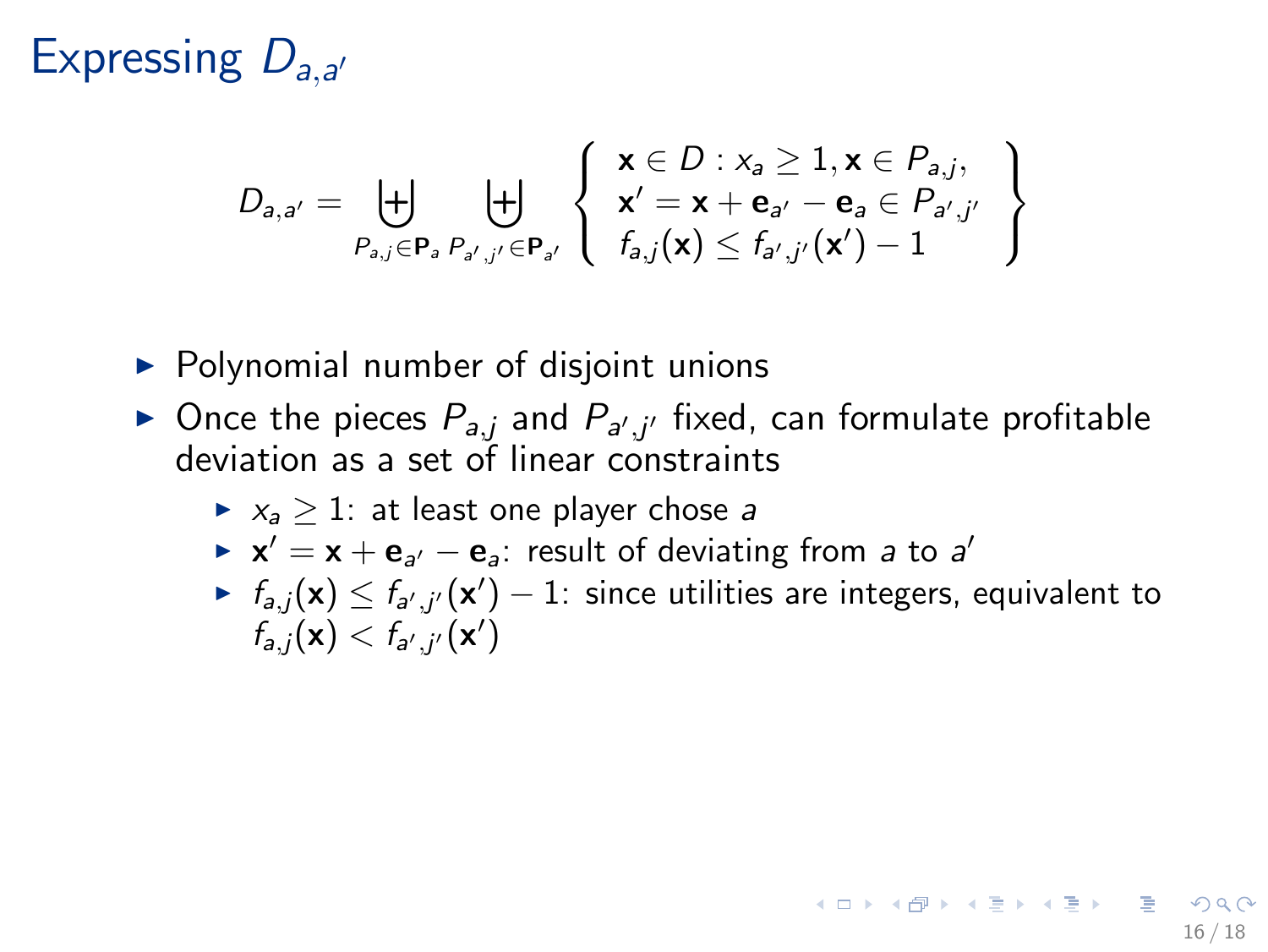# Expressing $D_{a,a'}$

$$D_{a,a'} = \biguplus_{P_{a,j} \in \mathbf{P}_a} \biguplus_{P_{a',j'} \in \mathbf{P}_{a'}} \left\{ \begin{array}{l} \mathbf{x} \in D : x_a \geq 1, \mathbf{x} \in P_{a,j}, \\ \mathbf{x}' = \mathbf{x} + \mathbf{e}_{a'} - \mathbf{e}_a \in P_{a',j'} \\ f_{a,j}(\mathbf{x}) \leq f_{a',j'}(\mathbf{x}') - 1 \end{array} \right\}$$

- Polynomial number of disjoint unions
- Once the pieces $P_{a,j}$ and $P_{a',j'}$ fixed, can formulate profitable deviation as a set of linear constraints
  - $x_a \geq 1$: at least one player chose $a$
  - $\mathbf{x}' = \mathbf{x} + \mathbf{e}_{a'} - \mathbf{e}_a$: result of deviating from $a$ to $a'$
  - $f_{a,j}(\mathbf{x}) \leq f_{a',j'}(\mathbf{x}') - 1$: since utilities are integers, equivalent to $f_{a,j}(\mathbf{x}) < f_{a',j'}(\mathbf{x}')$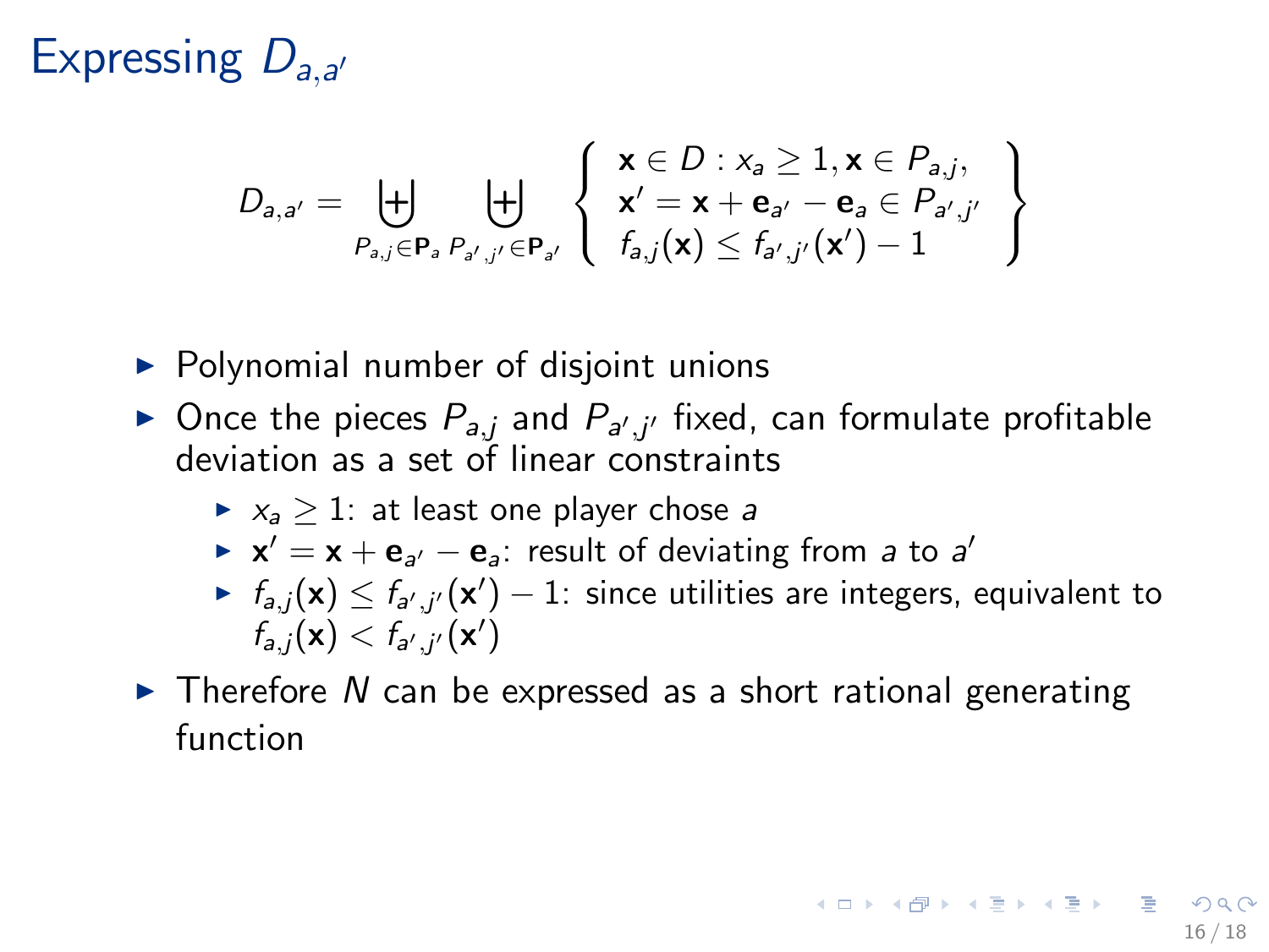# Expressing $D_{a,a'}$

$$D_{a,a'} = \biguplus_{P_{a,j} \in \mathbf{P}_a} \biguplus_{P_{a',j'} \in \mathbf{P}_{a'}} \left\{ \begin{array}{l} \mathbf{x} \in D : x_a \geq 1, \mathbf{x} \in P_{a,j}, \\ \mathbf{x}' = \mathbf{x} + \mathbf{e}_{a'} - \mathbf{e}_a \in P_{a',j'} \\ f_{a,j}(\mathbf{x}) \leq f_{a',j'}(\mathbf{x}') - 1 \end{array} \right\}$$

- Polynomial number of disjoint unions
- Once the pieces $P_{a,j}$ and $P_{a',j'}$ fixed, can formulate profitable deviation as a set of linear constraints
  - $x_a \geq 1$: at least one player chose $a$
  - $\mathbf{x}' = \mathbf{x} + \mathbf{e}_{a'} - \mathbf{e}_a$: result of deviating from $a$ to $a'$
  - $f_{a,j}(\mathbf{x}) \leq f_{a',j'}(\mathbf{x}') - 1$: since utilities are integers, equivalent to $f_{a,j}(\mathbf{x}) < f_{a',j'}(\mathbf{x}')$
- Therefore $N$ can be expressed as a short rational generating function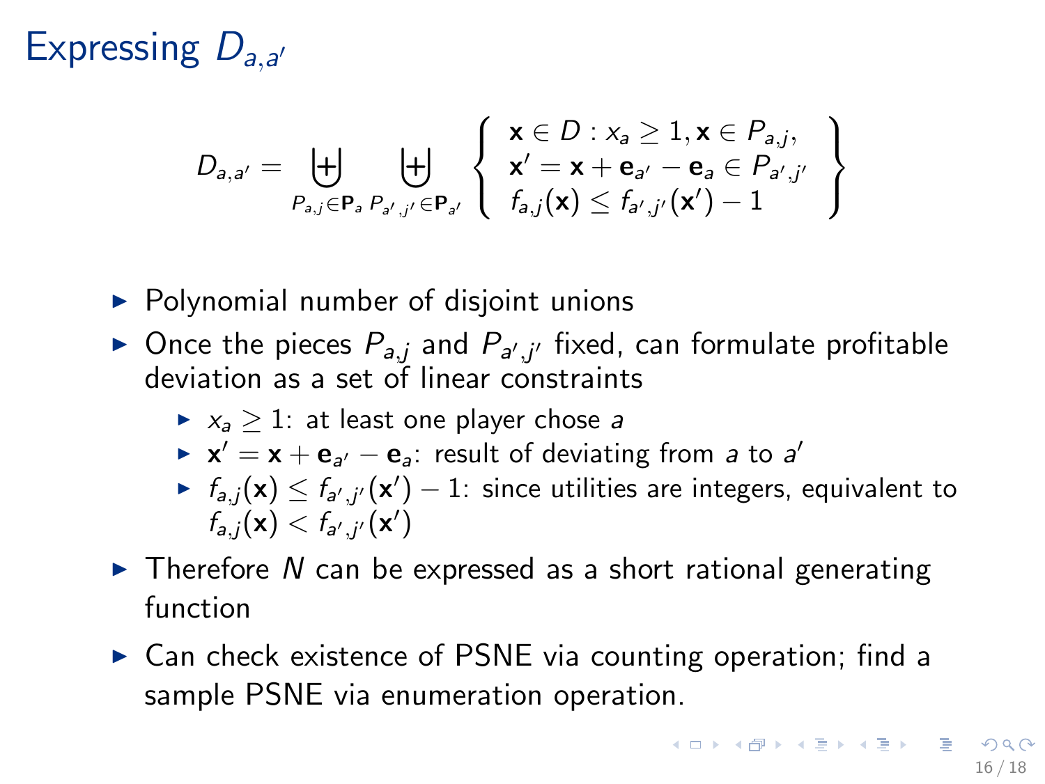# Expressing $D_{a,a'}$

$$D_{a,a'} = \biguplus_{P_{a,j} \in \mathbf{P}_a} \biguplus_{P_{a',j'} \in \mathbf{P}_{a'}} \left\{ \begin{array}{l} \mathbf{x} \in D : x_a \geq 1, \mathbf{x} \in P_{a,j}, \\ \mathbf{x}' = \mathbf{x} + \mathbf{e}_{a'} - \mathbf{e}_a \in P_{a',j'} \\ f_{a,j}(\mathbf{x}) \leq f_{a',j'}(\mathbf{x}') - 1 \end{array} \right\}$$

- Polynomial number of disjoint unions
- Once the pieces $P_{a,j}$ and $P_{a',j'}$ fixed, can formulate profitable deviation as a set of linear constraints
  - $x_a \geq 1$: at least one player chose $a$
  - $\mathbf{x}' = \mathbf{x} + \mathbf{e}_{a'} - \mathbf{e}_a$: result of deviating from $a$ to $a'$
  - $f_{a,j}(\mathbf{x}) \leq f_{a',j'}(\mathbf{x}') - 1$: since utilities are integers, equivalent to $f_{a,j}(\mathbf{x}) < f_{a',j'}(\mathbf{x}')$
- Therefore $N$ can be expressed as a short rational generating function
- Can check existence of PSNE via counting operation; find a sample PSNE via enumeration operation.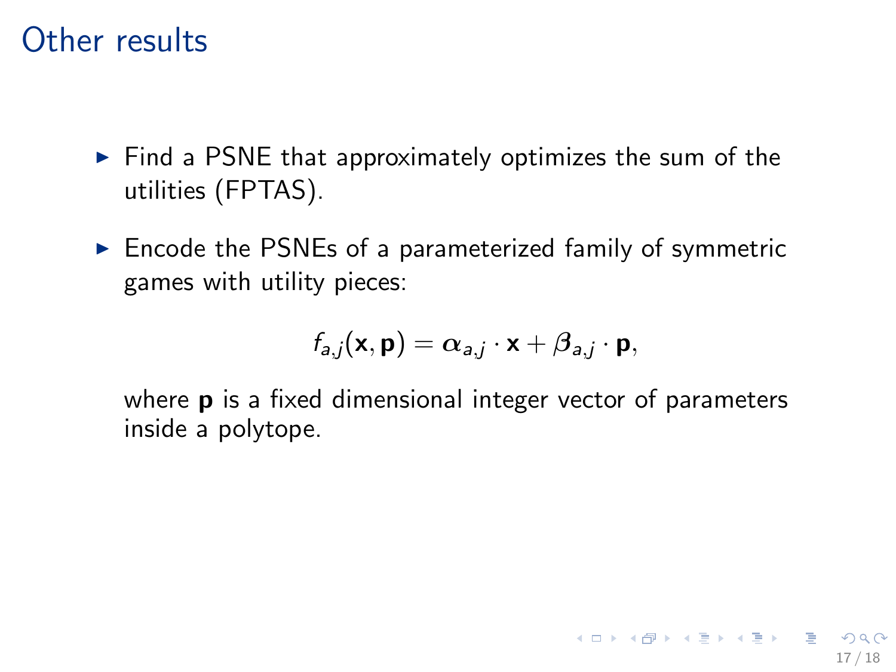# Other results

- Find a PSNE that approximately optimizes the sum of the utilities (FPTAS).
- Encode the PSNEs of a parameterized family of symmetric games with utility pieces:

$$f_{a,j}(\mathbf{x}, \mathbf{p}) = \boldsymbol{\alpha}_{a,j} \cdot \mathbf{x} + \boldsymbol{\beta}_{a,j} \cdot \mathbf{p},$$

  where $\mathbf{p}$ is a fixed dimensional integer vector of parameters inside a polytope.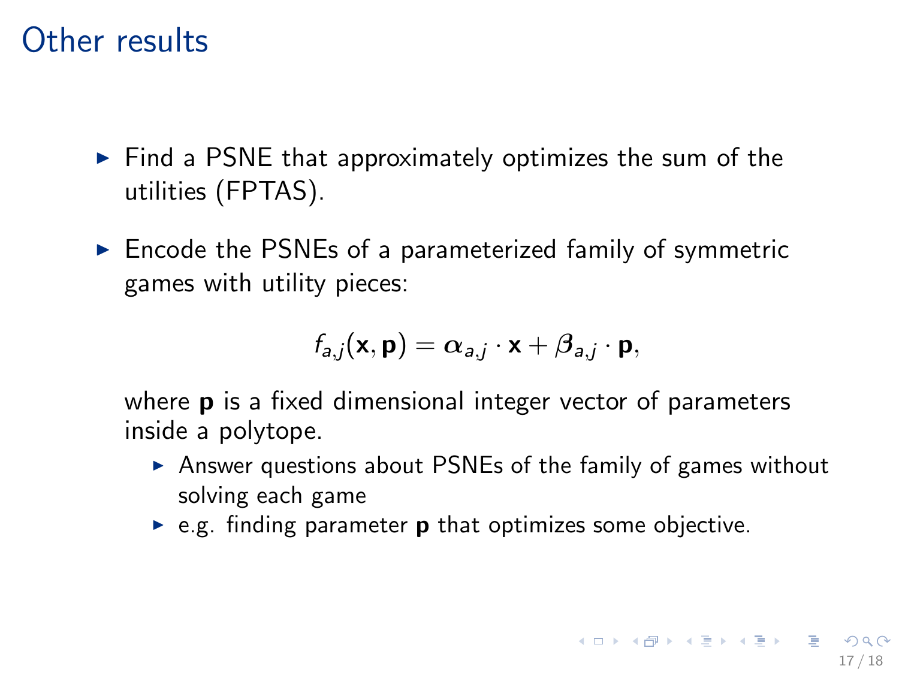# Other results

- Find a PSNE that approximately optimizes the sum of the utilities (FPTAS).
- Encode the PSNEs of a parameterized family of symmetric games with utility pieces:

$$f_{a,j}(\mathbf{x}, \mathbf{p}) = \boldsymbol{\alpha}_{a,j} \cdot \mathbf{x} + \boldsymbol{\beta}_{a,j} \cdot \mathbf{p},$$

  where $\mathbf{p}$ is a fixed dimensional integer vector of parameters inside a polytope.
  - Answer questions about PSNEs of the family of games without solving each game
  - e.g. finding parameter $\mathbf{p}$ that optimizes some objective.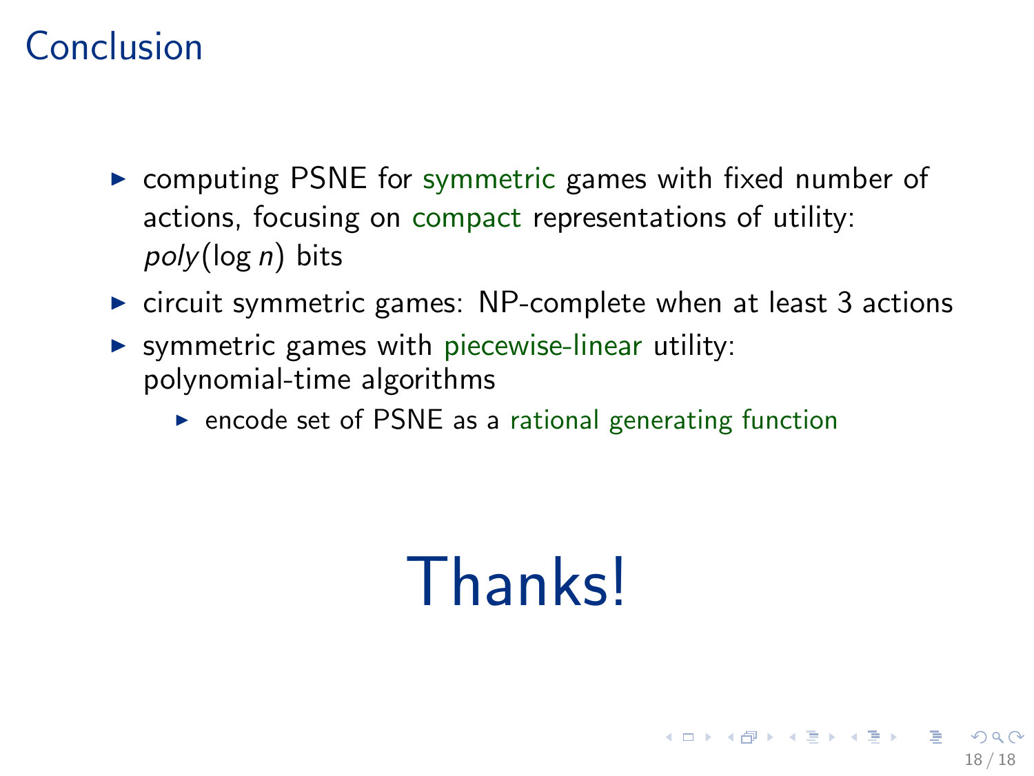# Conclusion

- computing PSNE for symmetric games with fixed number of actions, focusing on compact representations of utility: $poly(\log n)$ bits
- circuit symmetric games: NP-complete when at least 3 actions
- symmetric games with piecewise-linear utility: polynomial-time algorithms
  - encode set of PSNE as a rational generating function

# Thanks!